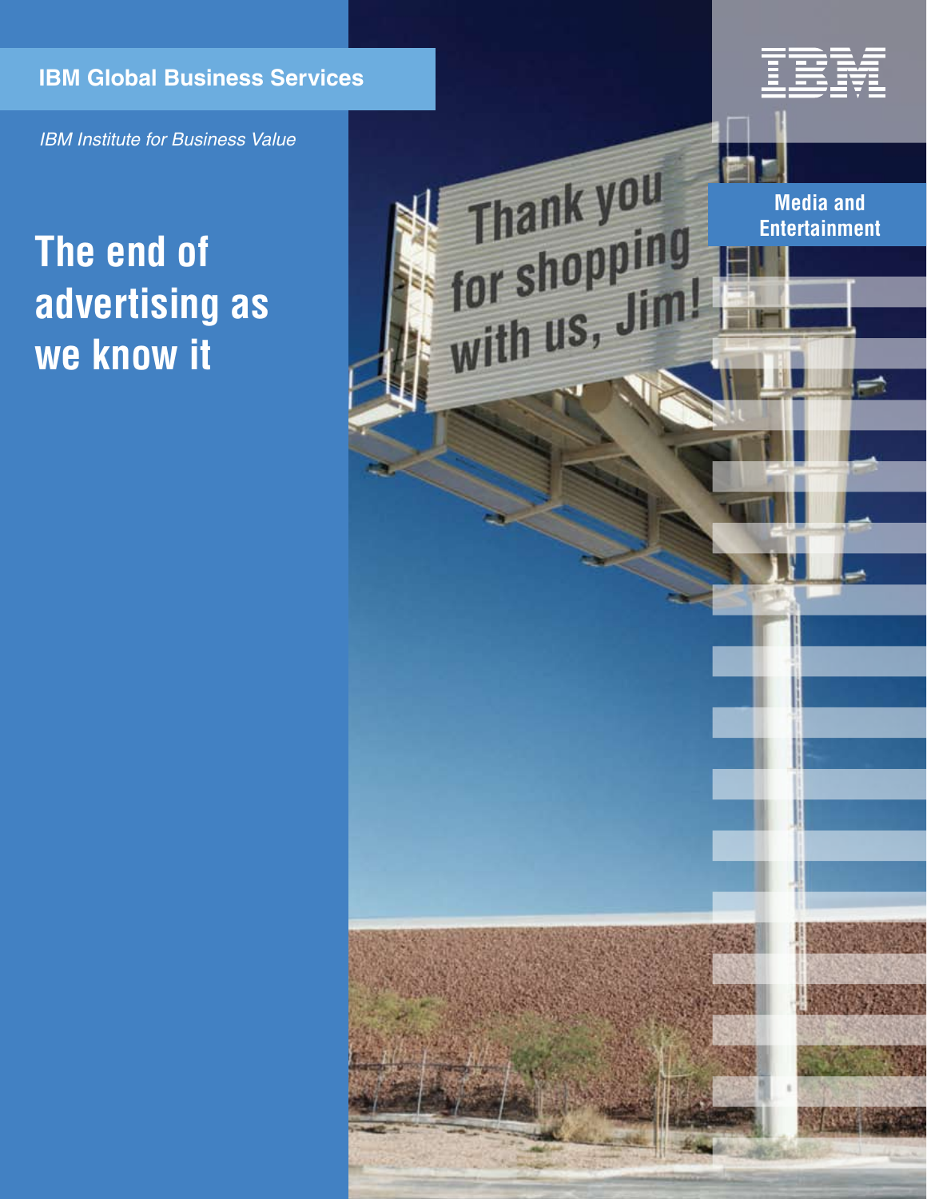IBM Global Business Services

*IBM Institute for Business Value*

# The end of advertising as we know it

Media and Entertainment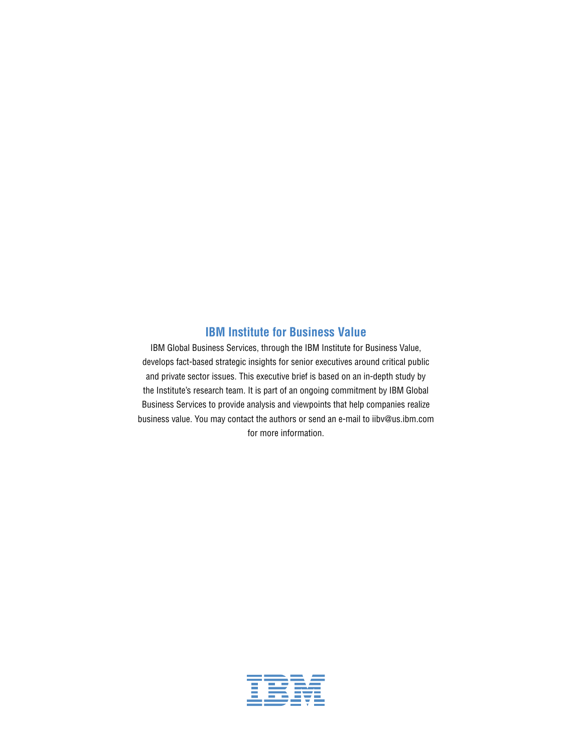## IBM Institute for Business Value

IBM Global Business Services, through the IBM Institute for Business Value, develops fact-based strategic insights for senior executives around critical public and private sector issues. This executive brief is based on an in-depth study by the Institute's research team. It is part of an ongoing commitment by IBM Global Business Services to provide analysis and viewpoints that help companies realize business value. You may contact the authors or send an e-mail to iibv@us.ibm.com for more information.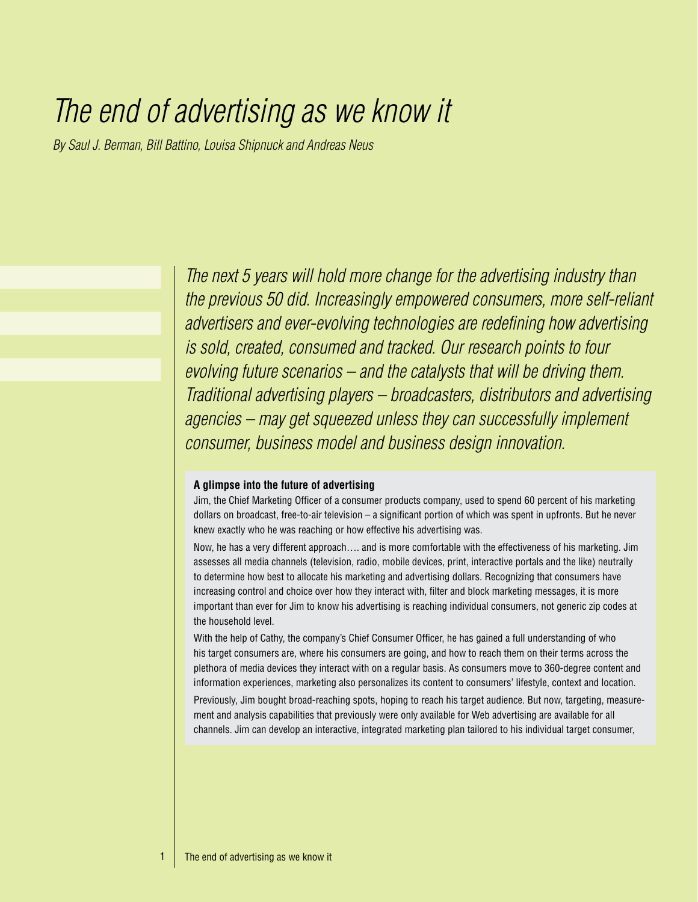# *The end of advertising as we know it*

*By Saul J. Berman, Bill Battino, Louisa Shipnuck and Andreas Neus*

*The next 5 years will hold more change for the advertising industry than the previous 50 did. Increasingly empowered consumers, more self-reliant advertisers and ever-evolving technologies are redefining how advertising is sold, created, consumed and tracked. Our research points to four evolving future scenarios – and the catalysts that will be driving them. Traditional advertising players – broadcasters, distributors and advertising agencies – may get squeezed unless they can successfully implement consumer, business model and business design innovation.*

**A glimpse into the future of advertising**

Jim, the Chief Marketing Officer of a consumer products company, used to spend 60 percent of his marketing dollars on broadcast, free-to-air television – a significant portion of which was spent in upfronts. But he never knew exactly who he was reaching or how effective his advertising was.

Now, he has a very different approach…. and is more comfortable with the effectiveness of his marketing. Jim assesses all media channels (television, radio, mobile devices, print, interactive portals and the like) neutrally to determine how best to allocate his marketing and advertising dollars. Recognizing that consumers have increasing control and choice over how they interact with, filter and block marketing messages, it is more important than ever for Jim to know his advertising is reaching individual consumers, not generic zip codes at the household level.

With the help of Cathy, the company's Chief Consumer Officer, he has gained a full understanding of who his target consumers are, where his consumers are going, and how to reach them on their terms across the plethora of media devices they interact with on a regular basis. As consumers move to 360-degree content and information experiences, marketing also personalizes its content to consumers' lifestyle, context and location.

Previously, Jim bought broad-reaching spots, hoping to reach his target audience. But now, targeting, measurement and analysis capabilities that previously were only available for Web advertising are available for all channels. Jim can develop an interactive, integrated marketing plan tailored to his individual target consumer,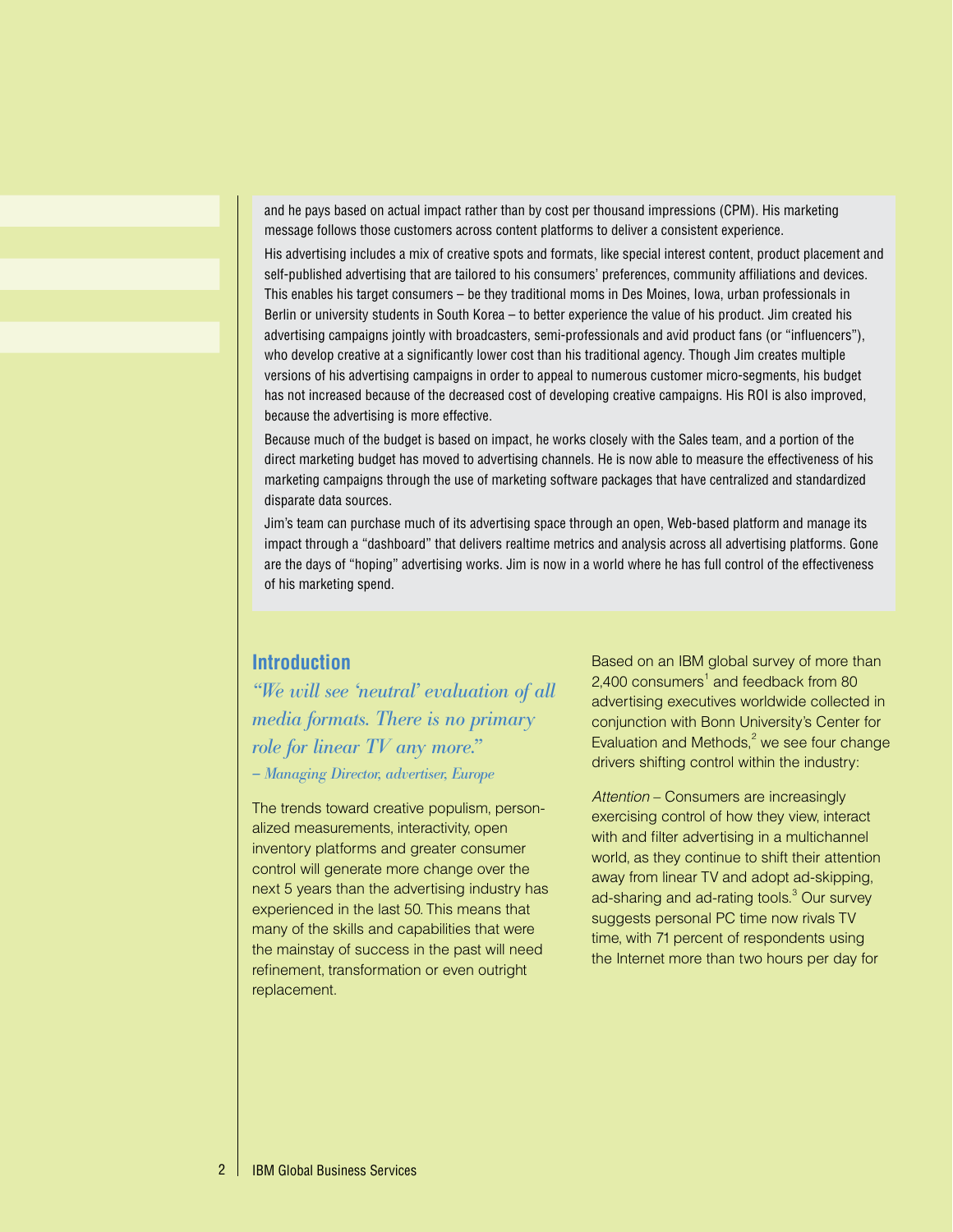and he pays based on actual impact rather than by cost per thousand impressions (CPM). His marketing message follows those customers across content platforms to deliver a consistent experience.

His advertising includes a mix of creative spots and formats, like special interest content, product placement and self-published advertising that are tailored to his consumers' preferences, community affiliations and devices. This enables his target consumers – be they traditional moms in Des Moines, Iowa, urban professionals in Berlin or university students in South Korea – to better experience the value of his product. Jim created his advertising campaigns jointly with broadcasters, semi-professionals and avid product fans (or "influencers"), who develop creative at a significantly lower cost than his traditional agency. Though Jim creates multiple versions of his advertising campaigns in order to appeal to numerous customer micro-segments, his budget has not increased because of the decreased cost of developing creative campaigns. His ROI is also improved, because the advertising is more effective.

Because much of the budget is based on impact, he works closely with the Sales team, and a portion of the direct marketing budget has moved to advertising channels. He is now able to measure the effectiveness of his marketing campaigns through the use of marketing software packages that have centralized and standardized disparate data sources.

Jim's team can purchase much of its advertising space through an open, Web-based platform and manage its impact through a "dashboard" that delivers realtime metrics and analysis across all advertising platforms. Gone are the days of "hoping" advertising works. Jim is now in a world where he has full control of the effectiveness of his marketing spend.

## Introduction

*"We will see 'neutral' evaluation of all media formats. There is no primary role for linear TV any more."*
*– Managing Director, advertiser, Europe*

The trends toward creative populism, personalized measurements, interactivity, open inventory platforms and greater consumer control will generate more change over the next 5 years than the advertising industry has experienced in the last 50. This means that many of the skills and capabilities that were the mainstay of success in the past will need refinement, transformation or even outright replacement.

Based on an IBM global survey of more than 2,400 consumers[1] and feedback from 80 advertising executives worldwide collected in conjunction with Bonn University's Center for Evaluation and Methods,[2] we see four change drivers shifting control within the industry:

*Attention* – Consumers are increasingly exercising control of how they view, interact with and filter advertising in a multichannel world, as they continue to shift their attention away from linear TV and adopt ad-skipping, ad-sharing and ad-rating tools.[3] Our survey suggests personal PC time now rivals TV time, with 71 percent of respondents using the Internet more than two hours per day for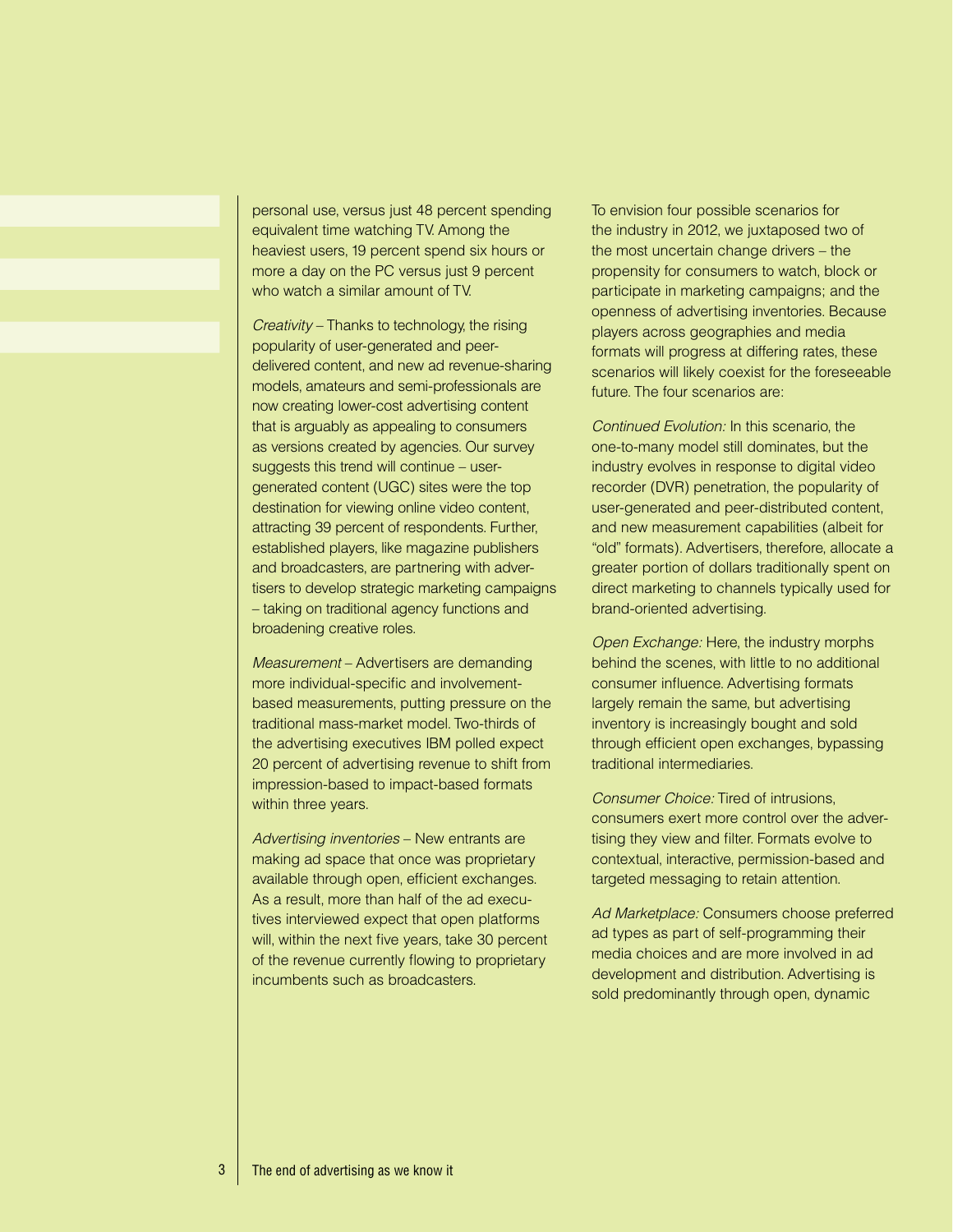personal use, versus just 48 percent spending equivalent time watching TV. Among the heaviest users, 19 percent spend six hours or more a day on the PC versus just 9 percent who watch a similar amount of TV.

*Creativity* – Thanks to technology, the rising popularity of user-generated and peer-delivered content, and new ad revenue-sharing models, amateurs and semi-professionals are now creating lower-cost advertising content that is arguably as appealing to consumers as versions created by agencies. Our survey suggests this trend will continue – user-generated content (UGC) sites were the top destination for viewing online video content, attracting 39 percent of respondents. Further, established players, like magazine publishers and broadcasters, are partnering with advertisers to develop strategic marketing campaigns – taking on traditional agency functions and broadening creative roles.

*Measurement* – Advertisers are demanding more individual-specific and involvement-based measurements, putting pressure on the traditional mass-market model. Two-thirds of the advertising executives IBM polled expect 20 percent of advertising revenue to shift from impression-based to impact-based formats within three years.

*Advertising inventories* – New entrants are making ad space that once was proprietary available through open, efficient exchanges. As a result, more than half of the ad executives interviewed expect that open platforms will, within the next five years, take 30 percent of the revenue currently flowing to proprietary incumbents such as broadcasters.

To envision four possible scenarios for the industry in 2012, we juxtaposed two of the most uncertain change drivers – the propensity for consumers to watch, block or participate in marketing campaigns; and the openness of advertising inventories. Because players across geographies and media formats will progress at differing rates, these scenarios will likely coexist for the foreseeable future. The four scenarios are:

*Continued Evolution:* In this scenario, the one-to-many model still dominates, but the industry evolves in response to digital video recorder (DVR) penetration, the popularity of user-generated and peer-distributed content, and new measurement capabilities (albeit for "old" formats). Advertisers, therefore, allocate a greater portion of dollars traditionally spent on direct marketing to channels typically used for brand-oriented advertising.

*Open Exchange:* Here, the industry morphs behind the scenes, with little to no additional consumer influence. Advertising formats largely remain the same, but advertising inventory is increasingly bought and sold through efficient open exchanges, bypassing traditional intermediaries.

*Consumer Choice:* Tired of intrusions, consumers exert more control over the advertising they view and filter. Formats evolve to contextual, interactive, permission-based and targeted messaging to retain attention.

*Ad Marketplace:* Consumers choose preferred ad types as part of self-programming their media choices and are more involved in ad development and distribution. Advertising is sold predominantly through open, dynamic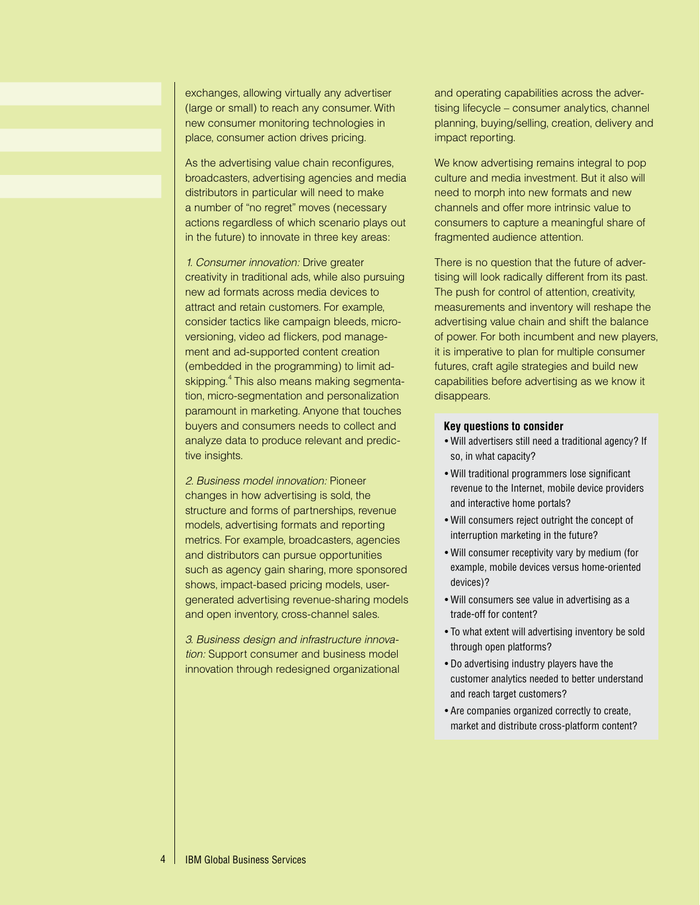exchanges, allowing virtually any advertiser (large or small) to reach any consumer. With new consumer monitoring technologies in place, consumer action drives pricing.

As the advertising value chain reconfigures, broadcasters, advertising agencies and media distributors in particular will need to make a number of "no regret" moves (necessary actions regardless of which scenario plays out in the future) to innovate in three key areas:

*1. Consumer innovation:* Drive greater creativity in traditional ads, while also pursuing new ad formats across media devices to attract and retain customers. For example, consider tactics like campaign bleeds, micro-versioning, video ad flickers, pod management and ad-supported content creation (embedded in the programming) to limit ad-skipping.[4] This also means making segmentation, micro-segmentation and personalization paramount in marketing. Anyone that touches buyers and consumers needs to collect and analyze data to produce relevant and predictive insights.

*2. Business model innovation:* Pioneer changes in how advertising is sold, the structure and forms of partnerships, revenue models, advertising formats and reporting metrics. For example, broadcasters, agencies and distributors can pursue opportunities such as agency gain sharing, more sponsored shows, impact-based pricing models, user-generated advertising revenue-sharing models and open inventory, cross-channel sales.

*3. Business design and infrastructure innovation:* Support consumer and business model innovation through redesigned organizational and operating capabilities across the advertising lifecycle – consumer analytics, channel planning, buying/selling, creation, delivery and impact reporting.

We know advertising remains integral to pop culture and media investment. But it also will need to morph into new formats and new channels and offer more intrinsic value to consumers to capture a meaningful share of fragmented audience attention.

There is no question that the future of advertising will look radically different from its past. The push for control of attention, creativity, measurements and inventory will reshape the advertising value chain and shift the balance of power. For both incumbent and new players, it is imperative to plan for multiple consumer futures, craft agile strategies and build new capabilities before advertising as we know it disappears.

**Key questions to consider**

- Will advertisers still need a traditional agency? If so, in what capacity?
- Will traditional programmers lose significant revenue to the Internet, mobile device providers and interactive home portals?
- Will consumers reject outright the concept of interruption marketing in the future?
- Will consumer receptivity vary by medium (for example, mobile devices versus home-oriented devices)?
- Will consumers see value in advertising as a trade-off for content?
- To what extent will advertising inventory be sold through open platforms?
- Do advertising industry players have the customer analytics needed to better understand and reach target customers?
- Are companies organized correctly to create, market and distribute cross-platform content?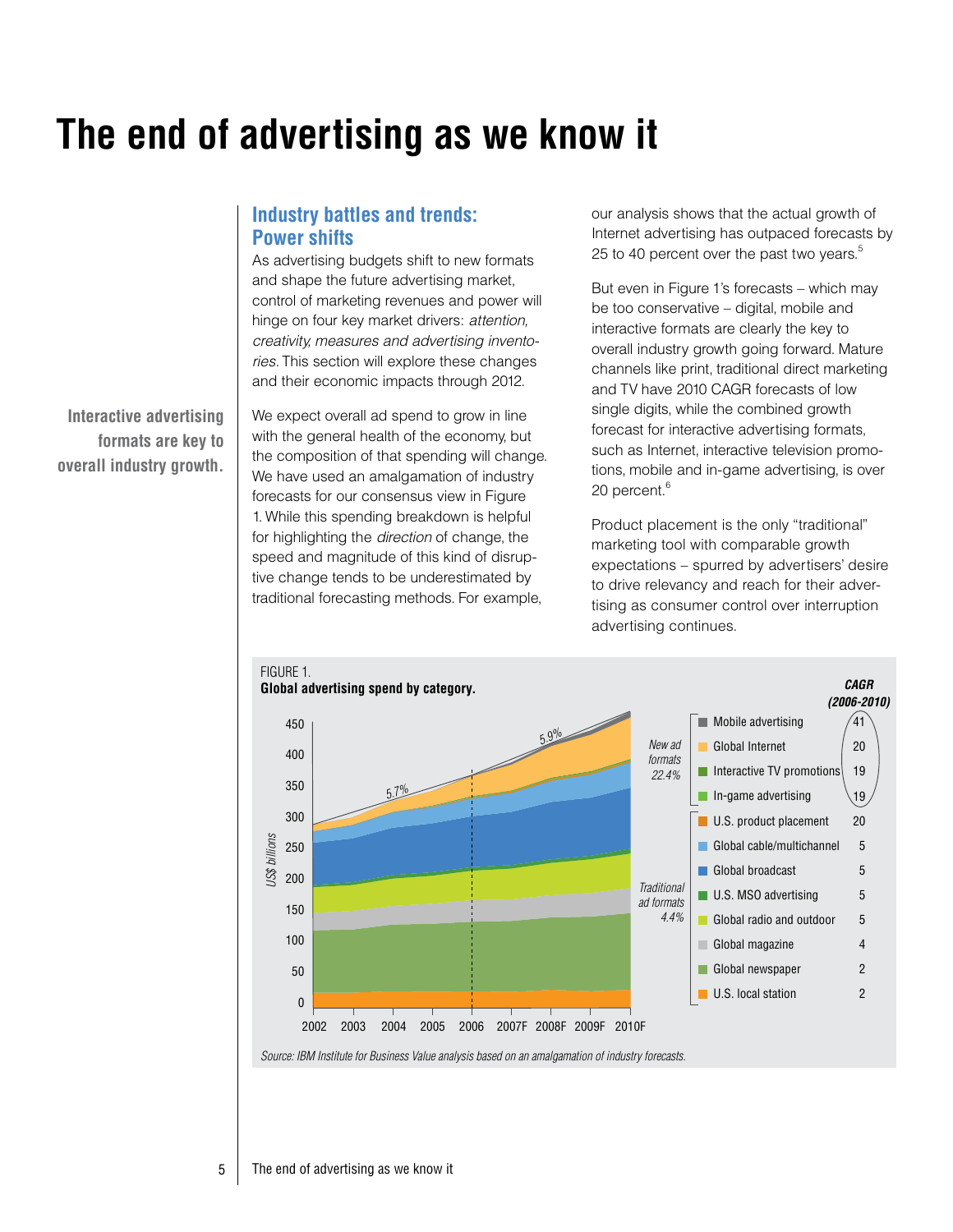# The end of advertising as we know it

**Interactive advertising formats are key to overall industry growth.**

## Industry battles and trends: Power shifts

As advertising budgets shift to new formats and shape the future advertising market, control of marketing revenues and power will hinge on four key market drivers: *attention, creativity, measures and advertising inventories*. This section will explore these changes and their economic impacts through 2012.

We expect overall ad spend to grow in line with the general health of the economy, but the composition of that spending will change. We have used an amalgamation of industry forecasts for our consensus view in Figure 1. While this spending breakdown is helpful for highlighting the *direction* of change, the speed and magnitude of this kind of disruptive change tends to be underestimated by traditional forecasting methods. For example, our analysis shows that the actual growth of Internet advertising has outpaced forecasts by 25 to 40 percent over the past two years.[5]

But even in Figure 1's forecasts – which may be too conservative – digital, mobile and interactive formats are clearly the key to overall industry growth going forward. Mature channels like print, traditional direct marketing and TV have 2010 CAGR forecasts of low single digits, while the combined growth forecast for interactive advertising formats, such as Internet, interactive television promotions, mobile and in-game advertising, is over 20 percent.[6]

Product placement is the only "traditional" marketing tool with comparable growth expectations – spurred by advertisers' desire to drive relevancy and reach for their advertising as consumer control over interruption advertising continues.

FIGURE 1.
**Global advertising spend by category.**

| Category | Group | CAGR (2006-2010) |
|---|---|---|
| Mobile advertising | New ad formats 22.4% | 41 |
| Global Internet | | 20 |
| Interactive TV promotions | | 19 |
| In-game advertising | | 19 |
| U.S. product placement | Traditional ad formats 4.4% | 20 |
| Global cable/multichannel | | 5 |
| Global broadcast | | 5 |
| U.S. MSO advertising | | 5 |
| Global radio and outdoor | | 5 |
| Global magazine | | 4 |
| Global newspaper | | 2 |
| U.S. local station | | 2 |

Stacked area chart (US$ billions, 0–450) for 2002–2010F; total growth 5.7% (2002–2006) and 5.9% (2006–2010F).

*Source: IBM Institute for Business Value analysis based on an amalgamation of industry forecasts.*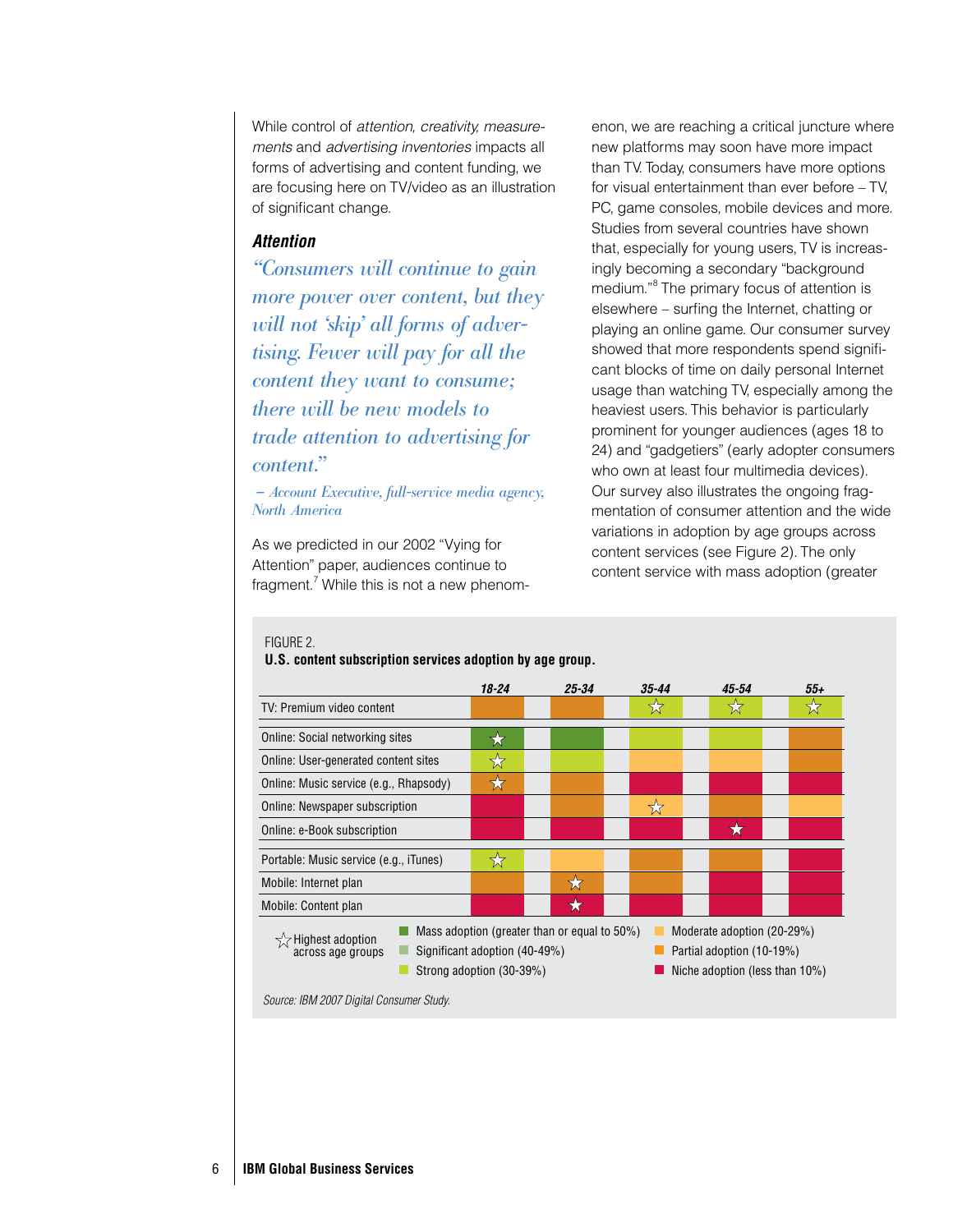While control of *attention, creativity, measurements* and *advertising inventories* impacts all forms of advertising and content funding, we are focusing here on TV/video as an illustration of significant change.

### *Attention*

*"Consumers will continue to gain more power over content, but they will not 'skip' all forms of advertising. Fewer will pay for all the content they want to consume; there will be new models to trade attention to advertising for content."*

*– Account Executive, full-service media agency, North America*

As we predicted in our 2002 "Vying for Attention" paper, audiences continue to fragment.[7] While this is not a new phenomenon, we are reaching a critical juncture where new platforms may soon have more impact than TV. Today, consumers have more options for visual entertainment than ever before – TV, PC, game consoles, mobile devices and more. Studies from several countries have shown that, especially for young users, TV is increasingly becoming a secondary "background medium."[8] The primary focus of attention is elsewhere – surfing the Internet, chatting or playing an online game. Our consumer survey showed that more respondents spend significant blocks of time on daily personal Internet usage than watching TV, especially among the heaviest users. This behavior is particularly prominent for younger audiences (ages 18 to 24) and "gadgetiers" (early adopter consumers who own at least four multimedia devices). Our survey also illustrates the ongoing fragmentation of consumer attention and the wide variations in adoption by age groups across content services (see Figure 2). The only content service with mass adoption (greater

FIGURE 2.

**U.S. content subscription services adoption by age group.**

| | 18-24 | 25-34 | 35-44 | 45-54 | 55+ |
|---|---|---|---|---|---|
| TV: Premium video content | Partial adoption (10-19%) | Partial adoption (10-19%) | Strong adoption (30-39%) ☆ | Strong adoption (30-39%) ☆ | Strong adoption (30-39%) ☆ |
| Online: Social networking sites | Mass adoption (≥50%) ☆ | Mass adoption (≥50%) | Strong adoption (30-39%) | Strong adoption (30-39%) | Partial adoption (10-19%) |
| Online: User-generated content sites | Strong adoption (30-39%) ☆ | Strong adoption (30-39%) | Moderate adoption (20-29%) | Moderate adoption (20-29%) | Partial adoption (10-19%) |
| Online: Music service (e.g., Rhapsody) | Partial adoption (10-19%) ☆ | Partial adoption (10-19%) | Niche adoption (<10%) | Niche adoption (<10%) | Niche adoption (<10%) |
| Online: Newspaper subscription | Niche adoption (<10%) | Partial adoption (10-19%) | Moderate adoption (20-29%) ☆ | Partial adoption (10-19%) | Moderate adoption (20-29%) |
| Online: e-Book subscription | Niche adoption (<10%) | Niche adoption (<10%) | Niche adoption (<10%) | Niche adoption (<10%) ☆ | Niche adoption (<10%) |
| Portable: Music service (e.g., iTunes) | Strong adoption (30-39%) ☆ | Moderate adoption (20-29%) | Partial adoption (10-19%) | Partial adoption (10-19%) | Niche adoption (<10%) |
| Mobile: Internet plan | Partial adoption (10-19%) | Partial adoption (10-19%) ☆ | Partial adoption (10-19%) | Niche adoption (<10%) | Niche adoption (<10%) |
| Mobile: Content plan | Niche adoption (<10%) | Niche adoption (<10%) ☆ | Niche adoption (<10%) | Niche adoption (<10%) | Niche adoption (<10%) |

☆ Highest adoption across age groups

Mass adoption (greater than or equal to 50%) · Significant adoption (40-49%) · Strong adoption (30-39%) · Moderate adoption (20-29%) · Partial adoption (10-19%) · Niche adoption (less than 10%)

*Source: IBM 2007 Digital Consumer Study.*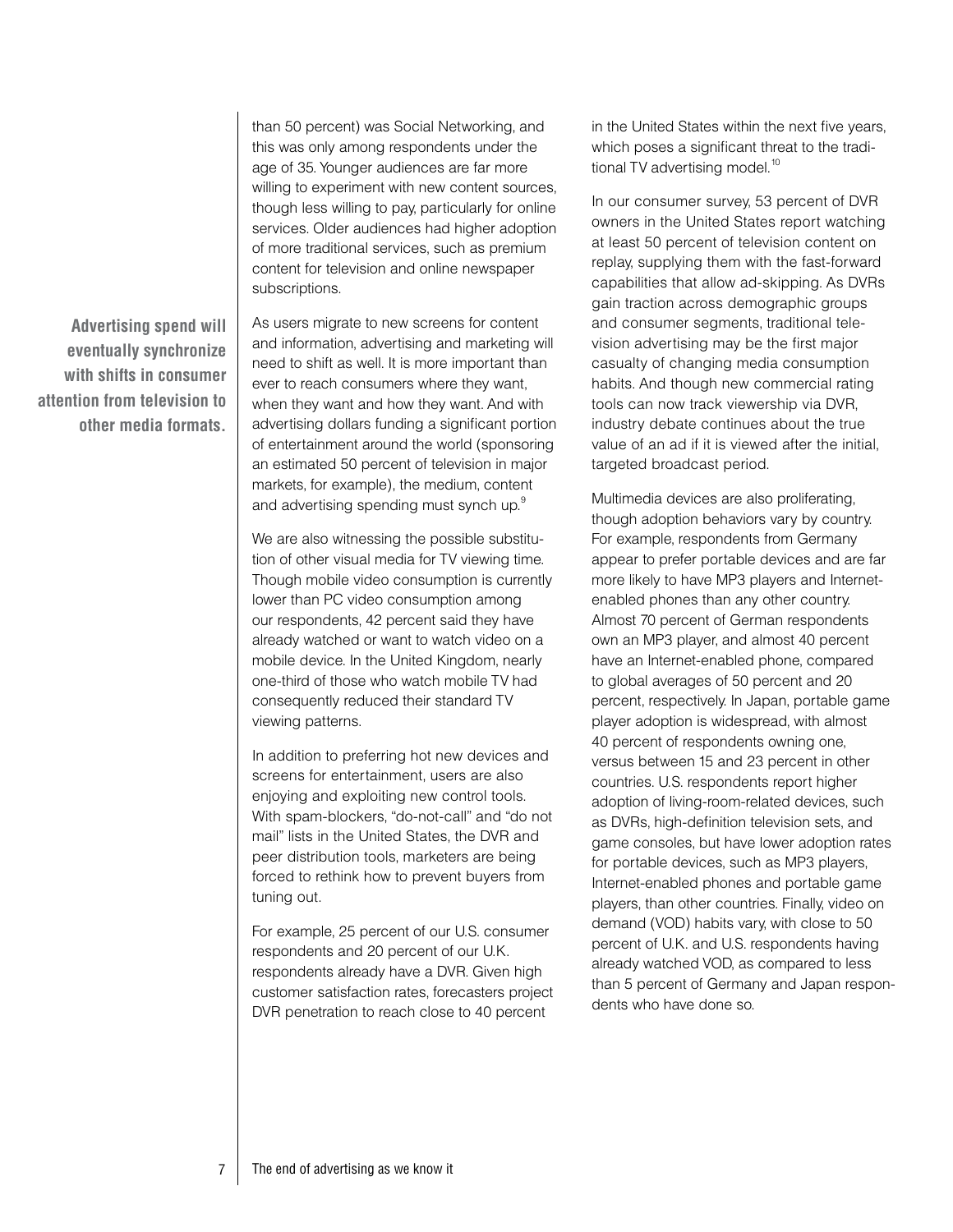than 50 percent) was Social Networking, and this was only among respondents under the age of 35. Younger audiences are far more willing to experiment with new content sources, though less willing to pay, particularly for online services. Older audiences had higher adoption of more traditional services, such as premium content for television and online newspaper subscriptions.

**Advertising spend will eventually synchronize with shifts in consumer attention from television to other media formats.**

As users migrate to new screens for content and information, advertising and marketing will need to shift as well. It is more important than ever to reach consumers where they want, when they want and how they want. And with advertising dollars funding a significant portion of entertainment around the world (sponsoring an estimated 50 percent of television in major markets, for example), the medium, content and advertising spending must synch up.[9]

We are also witnessing the possible substitution of other visual media for TV viewing time. Though mobile video consumption is currently lower than PC video consumption among our respondents, 42 percent said they have already watched or want to watch video on a mobile device. In the United Kingdom, nearly one-third of those who watch mobile TV had consequently reduced their standard TV viewing patterns.

In addition to preferring hot new devices and screens for entertainment, users are also enjoying and exploiting new control tools. With spam-blockers, "do-not-call" and "do not mail" lists in the United States, the DVR and peer distribution tools, marketers are being forced to rethink how to prevent buyers from tuning out.

For example, 25 percent of our U.S. consumer respondents and 20 percent of our U.K. respondents already have a DVR. Given high customer satisfaction rates, forecasters project DVR penetration to reach close to 40 percent in the United States within the next five years, which poses a significant threat to the traditional TV advertising model.[10]

In our consumer survey, 53 percent of DVR owners in the United States report watching at least 50 percent of television content on replay, supplying them with the fast-forward capabilities that allow ad-skipping. As DVRs gain traction across demographic groups and consumer segments, traditional television advertising may be the first major casualty of changing media consumption habits. And though new commercial rating tools can now track viewership via DVR, industry debate continues about the true value of an ad if it is viewed after the initial, targeted broadcast period.

Multimedia devices are also proliferating, though adoption behaviors vary by country. For example, respondents from Germany appear to prefer portable devices and are far more likely to have MP3 players and Internet-enabled phones than any other country. Almost 70 percent of German respondents own an MP3 player, and almost 40 percent have an Internet-enabled phone, compared to global averages of 50 percent and 20 percent, respectively. In Japan, portable game player adoption is widespread, with almost 40 percent of respondents owning one, versus between 15 and 23 percent in other countries. U.S. respondents report higher adoption of living-room-related devices, such as DVRs, high-definition television sets, and game consoles, but have lower adoption rates for portable devices, such as MP3 players, Internet-enabled phones and portable game players, than other countries. Finally, video on demand (VOD) habits vary, with close to 50 percent of U.K. and U.S. respondents having already watched VOD, as compared to less than 5 percent of Germany and Japan respondents who have done so.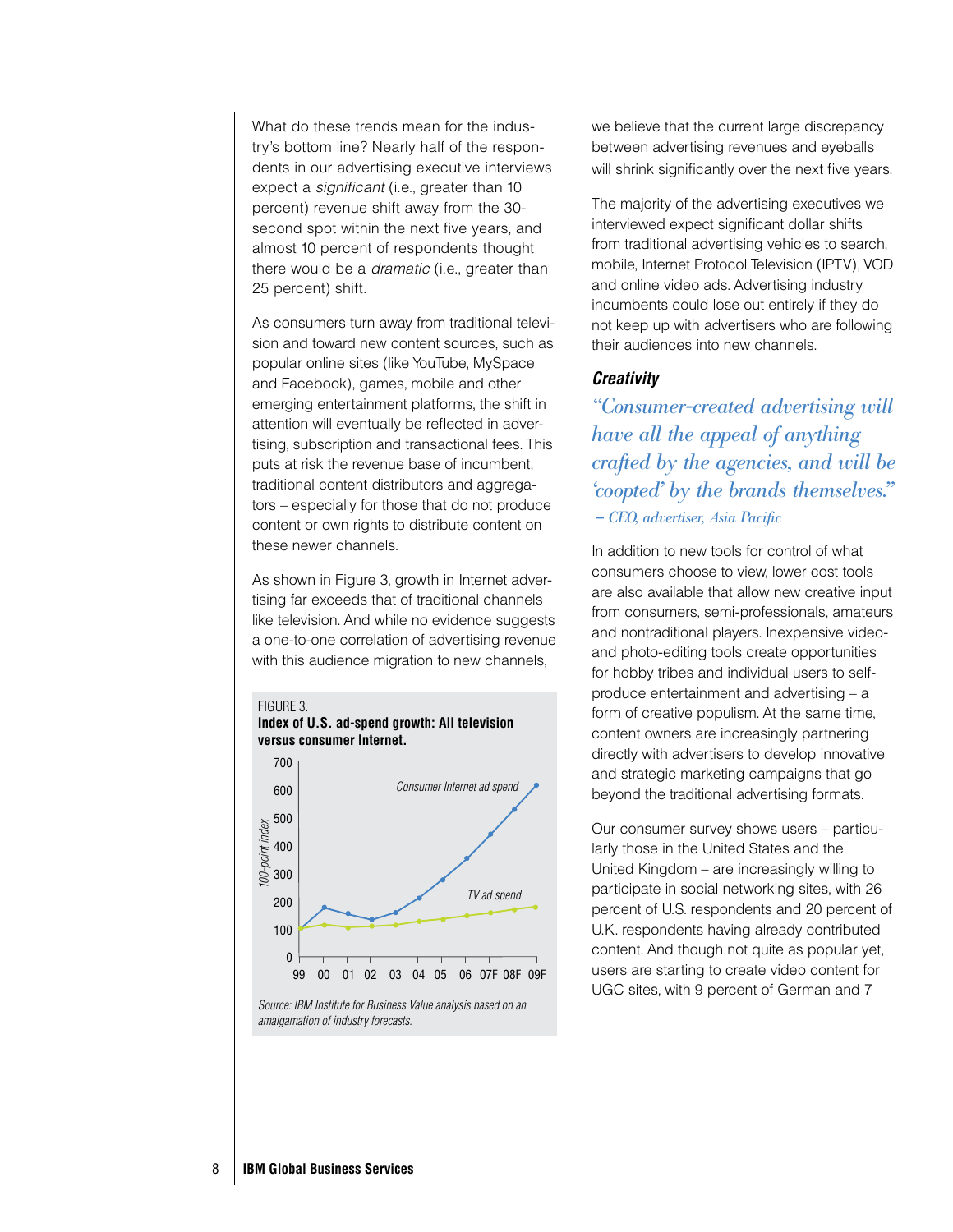What do these trends mean for the industry's bottom line? Nearly half of the respondents in our advertising executive interviews expect a *significant* (i.e., greater than 10 percent) revenue shift away from the 30-second spot within the next five years, and almost 10 percent of respondents thought there would be a *dramatic* (i.e., greater than 25 percent) shift.

As consumers turn away from traditional television and toward new content sources, such as popular online sites (like YouTube, MySpace and Facebook), games, mobile and other emerging entertainment platforms, the shift in attention will eventually be reflected in advertising, subscription and transactional fees. This puts at risk the revenue base of incumbent, traditional content distributors and aggregators – especially for those that do not produce content or own rights to distribute content on these newer channels.

As shown in Figure 3, growth in Internet advertising far exceeds that of traditional channels like television. And while no evidence suggests a one-to-one correlation of advertising revenue with this audience migration to new channels, we believe that the current large discrepancy between advertising revenues and eyeballs will shrink significantly over the next five years.

FIGURE 3.
**Index of U.S. ad-spend growth: All television versus consumer Internet.**

*Source: IBM Institute for Business Value analysis based on an amalgamation of industry forecasts.*

The majority of the advertising executives we interviewed expect significant dollar shifts from traditional advertising vehicles to search, mobile, Internet Protocol Television (IPTV), VOD and online video ads. Advertising industry incumbents could lose out entirely if they do not keep up with advertisers who are following their audiences into new channels.

### *Creativity*

*"Consumer-created advertising will have all the appeal of anything crafted by the agencies, and will be 'coopted' by the brands themselves."*
*– CEO, advertiser, Asia Pacific*

In addition to new tools for control of what consumers choose to view, lower cost tools are also available that allow new creative input from consumers, semi-professionals, amateurs and nontraditional players. Inexpensive video- and photo-editing tools create opportunities for hobby tribes and individual users to self-produce entertainment and advertising – a form of creative populism. At the same time, content owners are increasingly partnering directly with advertisers to develop innovative and strategic marketing campaigns that go beyond the traditional advertising formats.

Our consumer survey shows users – particularly those in the United States and the United Kingdom – are increasingly willing to participate in social networking sites, with 26 percent of U.S. respondents and 20 percent of U.K. respondents having already contributed content. And though not quite as popular yet, users are starting to create video content for UGC sites, with 9 percent of German and 7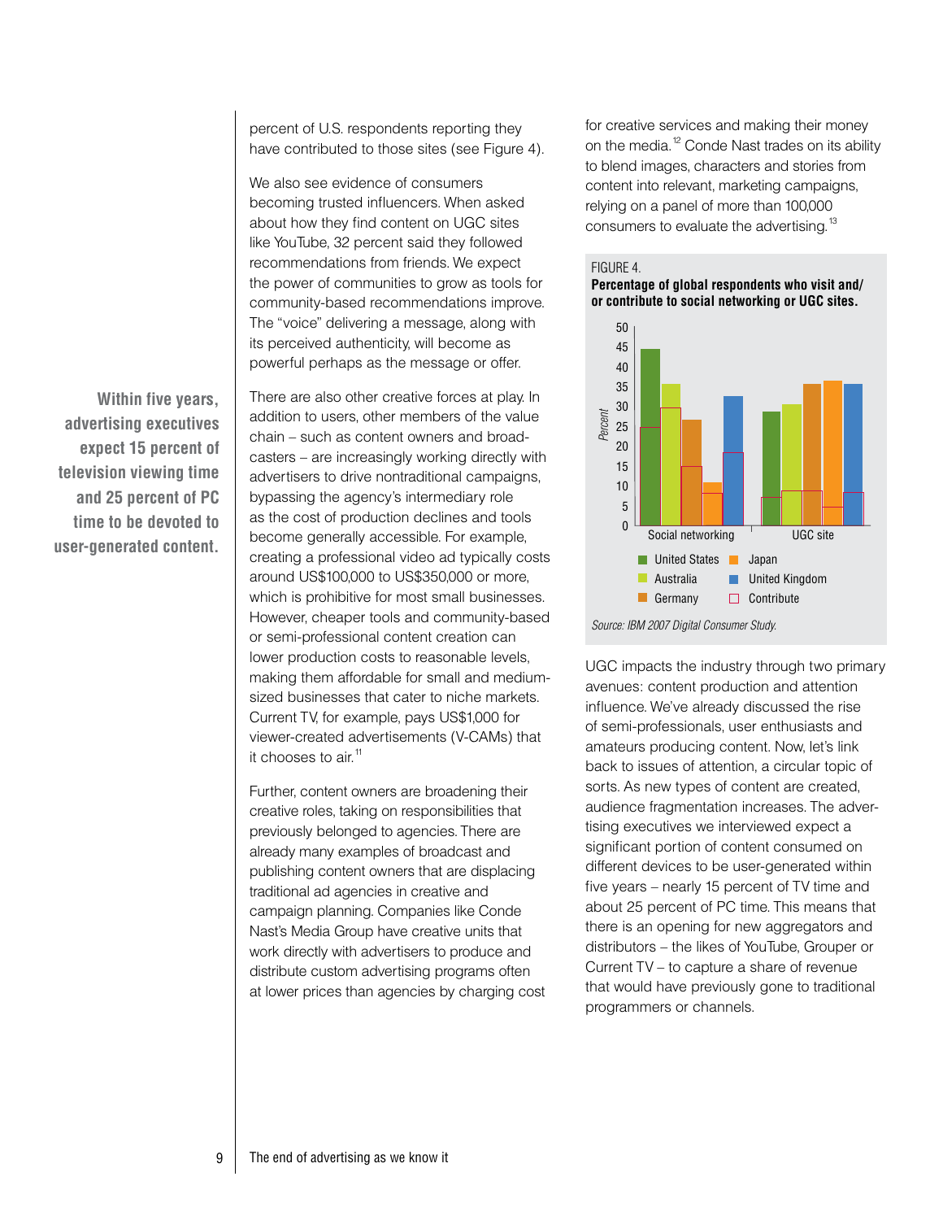percent of U.S. respondents reporting they have contributed to those sites (see Figure 4).

We also see evidence of consumers becoming trusted influencers. When asked about how they find content on UGC sites like YouTube, 32 percent said they followed recommendations from friends. We expect the power of communities to grow as tools for community-based recommendations improve. The "voice" delivering a message, along with its perceived authenticity, will become as powerful perhaps as the message or offer.

**Within five years, advertising executives expect 15 percent of television viewing time and 25 percent of PC time to be devoted to user-generated content.**

There are also other creative forces at play. In addition to users, other members of the value chain – such as content owners and broadcasters – are increasingly working directly with advertisers to drive nontraditional campaigns, bypassing the agency's intermediary role as the cost of production declines and tools become generally accessible. For example, creating a professional video ad typically costs around US$100,000 to US$350,000 or more, which is prohibitive for most small businesses. However, cheaper tools and community-based or semi-professional content creation can lower production costs to reasonable levels, making them affordable for small and medium-sized businesses that cater to niche markets. Current TV, for example, pays US$1,000 for viewer-created advertisements (V-CAMs) that it chooses to air.[11]

Further, content owners are broadening their creative roles, taking on responsibilities that previously belonged to agencies. There are already many examples of broadcast and publishing content owners that are displacing traditional ad agencies in creative and campaign planning. Companies like Conde Nast's Media Group have creative units that work directly with advertisers to produce and distribute custom advertising programs often at lower prices than agencies by charging cost for creative services and making their money on the media.[12] Conde Nast trades on its ability to blend images, characters and stories from content into relevant, marketing campaigns, relying on a panel of more than 100,000 consumers to evaluate the advertising.[13]

FIGURE 4.
**Percentage of global respondents who visit and/or contribute to social networking or UGC sites.**

Source: IBM 2007 Digital Consumer Study.

UGC impacts the industry through two primary avenues: content production and attention influence. We've already discussed the rise of semi-professionals, user enthusiasts and amateurs producing content. Now, let's link back to issues of attention, a circular topic of sorts. As new types of content are created, audience fragmentation increases. The advertising executives we interviewed expect a significant portion of content consumed on different devices to be user-generated within five years – nearly 15 percent of TV time and about 25 percent of PC time. This means that there is an opening for new aggregators and distributors – the likes of YouTube, Grouper or Current TV – to capture a share of revenue that would have previously gone to traditional programmers or channels.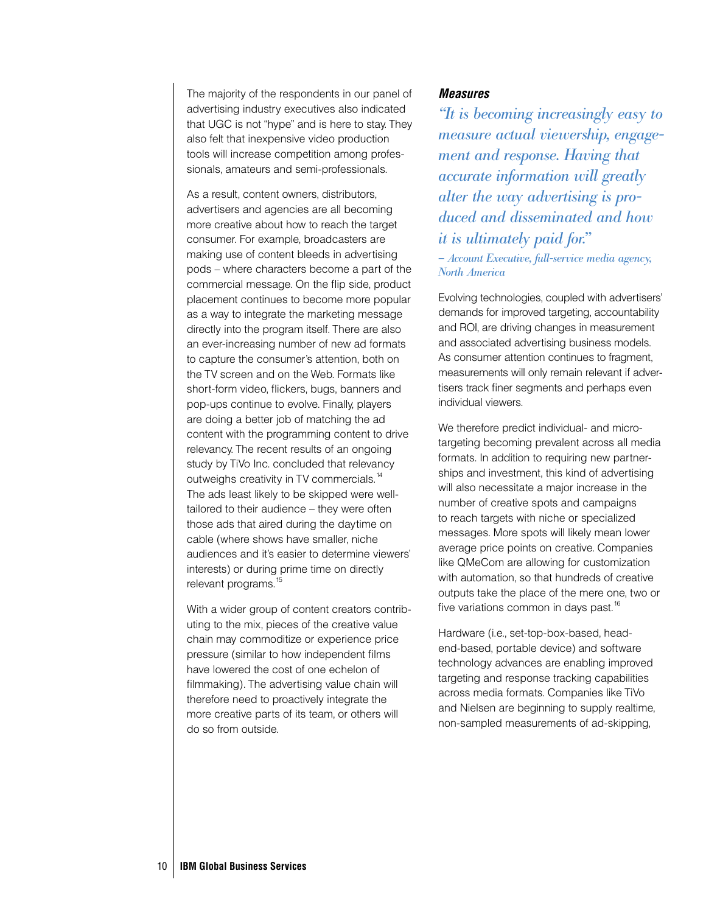The majority of the respondents in our panel of advertising industry executives also indicated that UGC is not "hype" and is here to stay. They also felt that inexpensive video production tools will increase competition among professionals, amateurs and semi-professionals.

As a result, content owners, distributors, advertisers and agencies are all becoming more creative about how to reach the target consumer. For example, broadcasters are making use of content bleeds in advertising pods – where characters become a part of the commercial message. On the flip side, product placement continues to become more popular as a way to integrate the marketing message directly into the program itself. There are also an ever-increasing number of new ad formats to capture the consumer's attention, both on the TV screen and on the Web. Formats like short-form video, flickers, bugs, banners and pop-ups continue to evolve. Finally, players are doing a better job of matching the ad content with the programming content to drive relevancy. The recent results of an ongoing study by TiVo Inc. concluded that relevancy outweighs creativity in TV commercials.[14] The ads least likely to be skipped were well-tailored to their audience – they were often those ads that aired during the daytime on cable (where shows have smaller, niche audiences and it's easier to determine viewers' interests) or during prime time on directly relevant programs.[15]

With a wider group of content creators contributing to the mix, pieces of the creative value chain may commoditize or experience price pressure (similar to how independent films have lowered the cost of one echelon of filmmaking). The advertising value chain will therefore need to proactively integrate the more creative parts of its team, or others will do so from outside.

### Measures

*"It is becoming increasingly easy to measure actual viewership, engagement and response. Having that accurate information will greatly alter the way advertising is produced and disseminated and how it is ultimately paid for."*

*– Account Executive, full-service media agency, North America*

Evolving technologies, coupled with advertisers' demands for improved targeting, accountability and ROI, are driving changes in measurement and associated advertising business models. As consumer attention continues to fragment, measurements will only remain relevant if advertisers track finer segments and perhaps even individual viewers.

We therefore predict individual- and micro-targeting becoming prevalent across all media formats. In addition to requiring new partnerships and investment, this kind of advertising will also necessitate a major increase in the number of creative spots and campaigns to reach targets with niche or specialized messages. More spots will likely mean lower average price points on creative. Companies like QMeCom are allowing for customization with automation, so that hundreds of creative outputs take the place of the mere one, two or five variations common in days past.[16]

Hardware (i.e., set-top-box-based, head-end-based, portable device) and software technology advances are enabling improved targeting and response tracking capabilities across media formats. Companies like TiVo and Nielsen are beginning to supply realtime, non-sampled measurements of ad-skipping,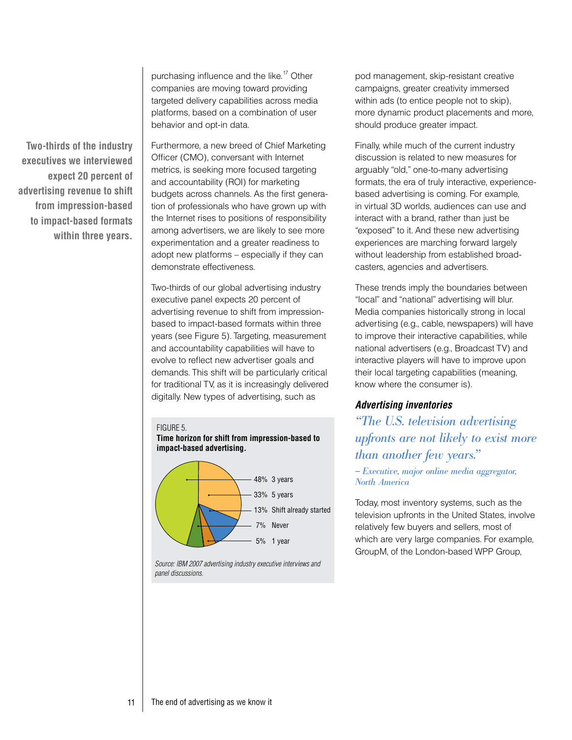**Two-thirds of the industry executives we interviewed expect 20 percent of advertising revenue to shift from impression-based to impact-based formats within three years.**

purchasing influence and the like.[17] Other companies are moving toward providing targeted delivery capabilities across media platforms, based on a combination of user behavior and opt-in data.

Furthermore, a new breed of Chief Marketing Officer (CMO), conversant with Internet metrics, is seeking more focused targeting and accountability (ROI) for marketing budgets across channels. As the first generation of professionals who have grown up with the Internet rises to positions of responsibility among advertisers, we are likely to see more experimentation and a greater readiness to adopt new platforms – especially if they can demonstrate effectiveness.

Two-thirds of our global advertising industry executive panel expects 20 percent of advertising revenue to shift from impression-based to impact-based formats within three years (see Figure 5). Targeting, measurement and accountability capabilities will have to evolve to reflect new advertiser goals and demands. This shift will be particularly critical for traditional TV, as it is increasingly delivered digitally. New types of advertising, such as pod management, skip-resistant creative campaigns, greater creativity immersed within ads (to entice people not to skip), more dynamic product placements and more, should produce greater impact.

FIGURE 5.
**Time horizon for shift from impression-based to impact-based advertising.**

| Time horizon | Percent |
|---|---|
| 3 years | 48% |
| 5 years | 33% |
| Shift already started | 13% |
| Never | 7% |
| 1 year | 5% |

*Source: IBM 2007 advertising industry executive interviews and panel discussions.*

Finally, while much of the current industry discussion is related to new measures for arguably "old," one-to-many advertising formats, the era of truly interactive, experience-based advertising is coming. For example, in virtual 3D worlds, audiences can use and interact with a brand, rather than just be "exposed" to it. And these new advertising experiences are marching forward largely without leadership from established broadcasters, agencies and advertisers.

These trends imply the boundaries between "local" and "national" advertising will blur. Media companies historically strong in local advertising (e.g., cable, newspapers) will have to improve their interactive capabilities, while national advertisers (e.g., Broadcast TV) and interactive players will have to improve upon their local targeting capabilities (meaning, know where the consumer is).

### *Advertising inventories*

*"The U.S. television advertising upfronts are not likely to exist more than another few years."*

*– Executive, major online media aggregator, North America*

Today, most inventory systems, such as the television upfronts in the United States, involve relatively few buyers and sellers, most of which are very large companies. For example, GroupM, of the London-based WPP Group,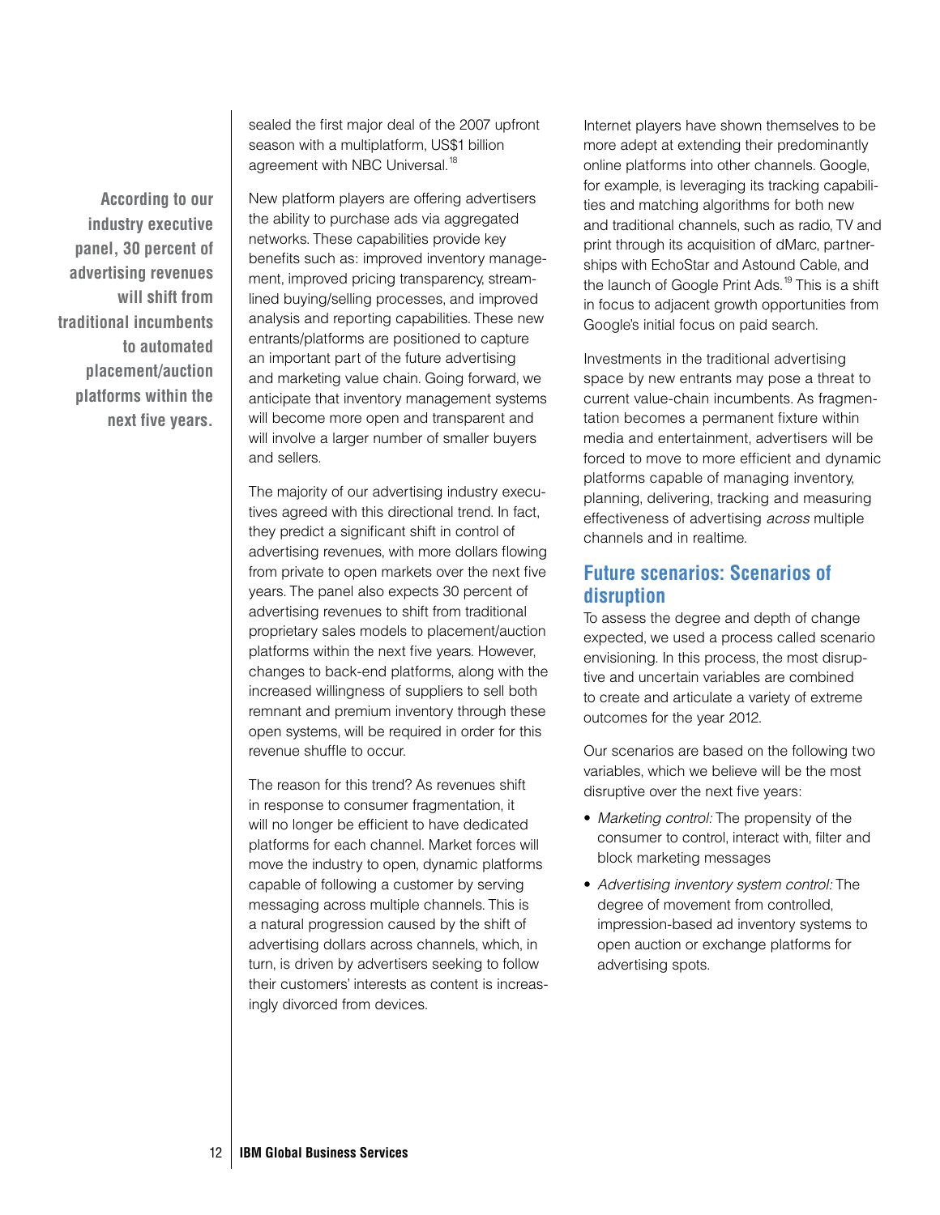**According to our industry executive panel, 30 percent of advertising revenues will shift from traditional incumbents to automated placement/auction platforms within the next five years.**

sealed the first major deal of the 2007 upfront season with a multiplatform, US$1 billion agreement with NBC Universal.[18]

New platform players are offering advertisers the ability to purchase ads via aggregated networks. These capabilities provide key benefits such as: improved inventory management, improved pricing transparency, streamlined buying/selling processes, and improved analysis and reporting capabilities. These new entrants/platforms are positioned to capture an important part of the future advertising and marketing value chain. Going forward, we anticipate that inventory management systems will become more open and transparent and will involve a larger number of smaller buyers and sellers.

The majority of our advertising industry executives agreed with this directional trend. In fact, they predict a significant shift in control of advertising revenues, with more dollars flowing from private to open markets over the next five years. The panel also expects 30 percent of advertising revenues to shift from traditional proprietary sales models to placement/auction platforms within the next five years. However, changes to back-end platforms, along with the increased willingness of suppliers to sell both remnant and premium inventory through these open systems, will be required in order for this revenue shuffle to occur.

The reason for this trend? As revenues shift in response to consumer fragmentation, it will no longer be efficient to have dedicated platforms for each channel. Market forces will move the industry to open, dynamic platforms capable of following a customer by serving messaging across multiple channels. This is a natural progression caused by the shift of advertising dollars across channels, which, in turn, is driven by advertisers seeking to follow their customers' interests as content is increasingly divorced from devices.

Internet players have shown themselves to be more adept at extending their predominantly online platforms into other channels. Google, for example, is leveraging its tracking capabilities and matching algorithms for both new and traditional channels, such as radio, TV and print through its acquisition of dMarc, partnerships with EchoStar and Astound Cable, and the launch of Google Print Ads.[19] This is a shift in focus to adjacent growth opportunities from Google's initial focus on paid search.

Investments in the traditional advertising space by new entrants may pose a threat to current value-chain incumbents. As fragmentation becomes a permanent fixture within media and entertainment, advertisers will be forced to move to more efficient and dynamic platforms capable of managing inventory, planning, delivering, tracking and measuring effectiveness of advertising *across* multiple channels and in realtime.

## Future scenarios: Scenarios of disruption

To assess the degree and depth of change expected, we used a process called scenario envisioning. In this process, the most disruptive and uncertain variables are combined to create and articulate a variety of extreme outcomes for the year 2012.

Our scenarios are based on the following two variables, which we believe will be the most disruptive over the next five years:

- *Marketing control:* The propensity of the consumer to control, interact with, filter and block marketing messages
- *Advertising inventory system control:* The degree of movement from controlled, impression-based ad inventory systems to open auction or exchange platforms for advertising spots.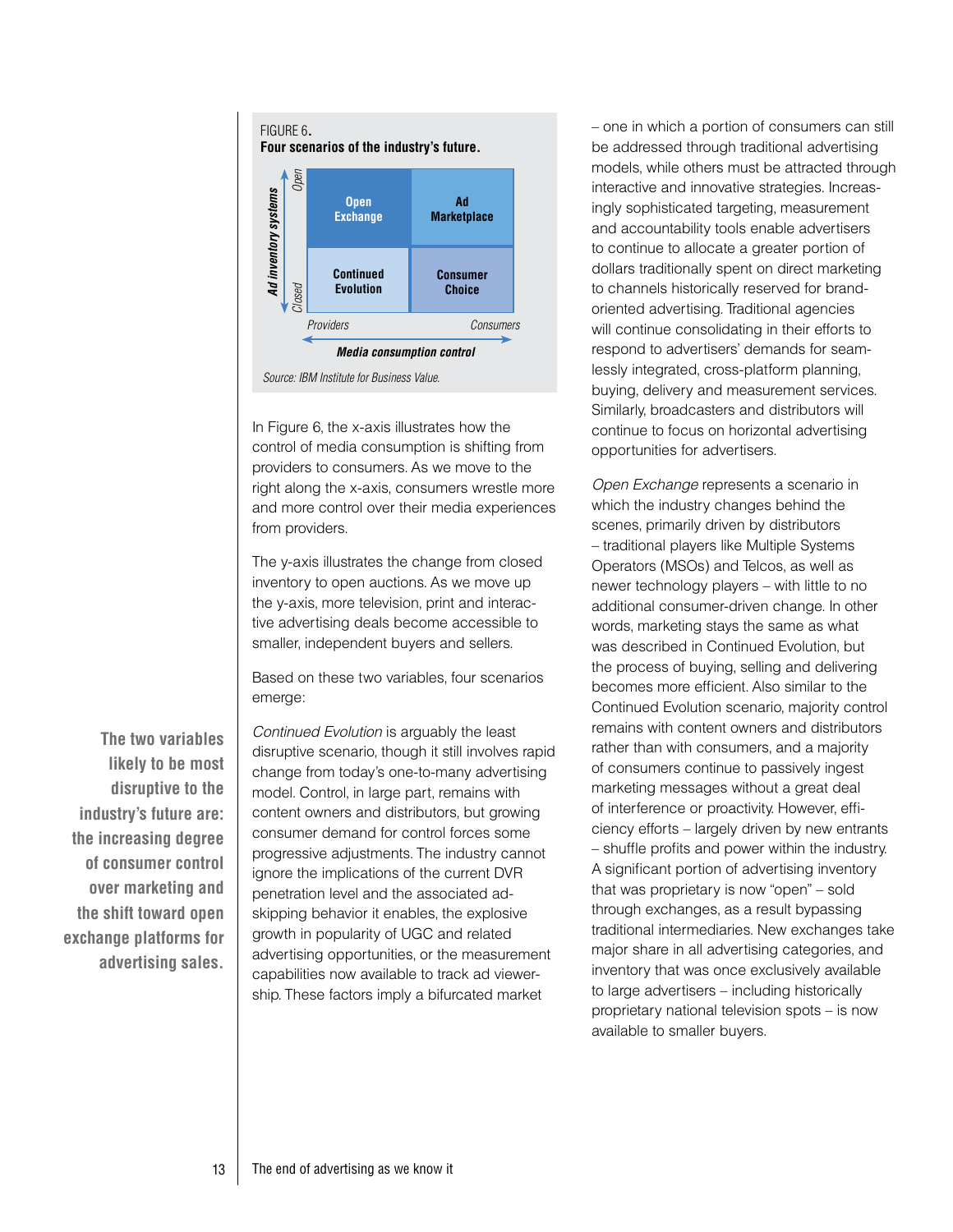FIGURE 6.
**Four scenarios of the industry's future.**

Ad inventory systems

Open

Closed

Open Exchange

Ad Marketplace

Continued Evolution

Consumer Choice

Providers

Consumers

Media consumption control

Source: IBM Institute for Business Value.

In Figure 6, the x-axis illustrates how the control of media consumption is shifting from providers to consumers. As we move to the right along the x-axis, consumers wrestle more and more control over their media experiences from providers.

The y-axis illustrates the change from closed inventory to open auctions. As we move up the y-axis, more television, print and interactive advertising deals become accessible to smaller, independent buyers and sellers.

Based on these two variables, four scenarios emerge:

**The two variables likely to be most disruptive to the industry's future are: the increasing degree of consumer control over marketing and the shift toward open exchange platforms for advertising sales.**

*Continued Evolution* is arguably the least disruptive scenario, though it still involves rapid change from today's one-to-many advertising model. Control, in large part, remains with content owners and distributors, but growing consumer demand for control forces some progressive adjustments. The industry cannot ignore the implications of the current DVR penetration level and the associated ad-skipping behavior it enables, the explosive growth in popularity of UGC and related advertising opportunities, or the measurement capabilities now available to track ad viewership. These factors imply a bifurcated market – one in which a portion of consumers can still be addressed through traditional advertising models, while others must be attracted through interactive and innovative strategies. Increasingly sophisticated targeting, measurement and accountability tools enable advertisers to continue to allocate a greater portion of dollars traditionally spent on direct marketing to channels historically reserved for brand-oriented advertising. Traditional agencies will continue consolidating in their efforts to respond to advertisers' demands for seamlessly integrated, cross-platform planning, buying, delivery and measurement services. Similarly, broadcasters and distributors will continue to focus on horizontal advertising opportunities for advertisers.

*Open Exchange* represents a scenario in which the industry changes behind the scenes, primarily driven by distributors – traditional players like Multiple Systems Operators (MSOs) and Telcos, as well as newer technology players – with little to no additional consumer-driven change. In other words, marketing stays the same as what was described in Continued Evolution, but the process of buying, selling and delivering becomes more efficient. Also similar to the Continued Evolution scenario, majority control remains with content owners and distributors rather than with consumers, and a majority of consumers continue to passively ingest marketing messages without a great deal of interference or proactivity. However, efficiency efforts – largely driven by new entrants – shuffle profits and power within the industry. A significant portion of advertising inventory that was proprietary is now "open" – sold through exchanges, as a result bypassing traditional intermediaries. New exchanges take major share in all advertising categories, and inventory that was once exclusively available to large advertisers – including historically proprietary national television spots – is now available to smaller buyers.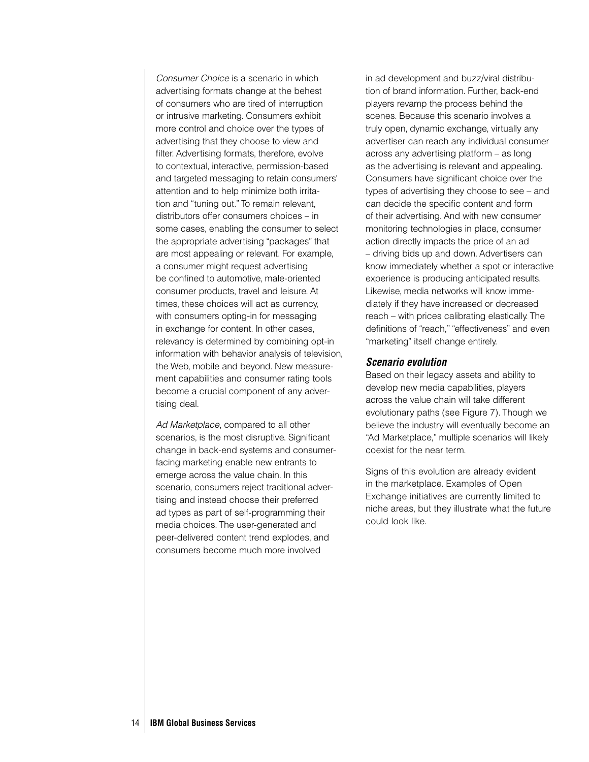*Consumer Choice* is a scenario in which advertising formats change at the behest of consumers who are tired of interruption or intrusive marketing. Consumers exhibit more control and choice over the types of advertising that they choose to view and filter. Advertising formats, therefore, evolve to contextual, interactive, permission-based and targeted messaging to retain consumers' attention and to help minimize both irritation and "tuning out." To remain relevant, distributors offer consumers choices – in some cases, enabling the consumer to select the appropriate advertising "packages" that are most appealing or relevant. For example, a consumer might request advertising be confined to automotive, male-oriented consumer products, travel and leisure. At times, these choices will act as currency, with consumers opting-in for messaging in exchange for content. In other cases, relevancy is determined by combining opt-in information with behavior analysis of television, the Web, mobile and beyond. New measurement capabilities and consumer rating tools become a crucial component of any advertising deal.

*Ad Marketplace*, compared to all other scenarios, is the most disruptive. Significant change in back-end systems and consumer-facing marketing enable new entrants to emerge across the value chain. In this scenario, consumers reject traditional advertising and instead choose their preferred ad types as part of self-programming their media choices. The user-generated and peer-delivered content trend explodes, and consumers become much more involved in ad development and buzz/viral distribution of brand information. Further, back-end players revamp the process behind the scenes. Because this scenario involves a truly open, dynamic exchange, virtually any advertiser can reach any individual consumer across any advertising platform – as long as the advertising is relevant and appealing. Consumers have significant choice over the types of advertising they choose to see – and can decide the specific content and form of their advertising. And with new consumer monitoring technologies in place, consumer action directly impacts the price of an ad – driving bids up and down. Advertisers can know immediately whether a spot or interactive experience is producing anticipated results. Likewise, media networks will know immediately if they have increased or decreased reach – with prices calibrating elastically. The definitions of "reach," "effectiveness" and even "marketing" itself change entirely.

### *Scenario evolution*

Based on their legacy assets and ability to develop new media capabilities, players across the value chain will take different evolutionary paths (see Figure 7). Though we believe the industry will eventually become an "Ad Marketplace," multiple scenarios will likely coexist for the near term.

Signs of this evolution are already evident in the marketplace. Examples of Open Exchange initiatives are currently limited to niche areas, but they illustrate what the future could look like.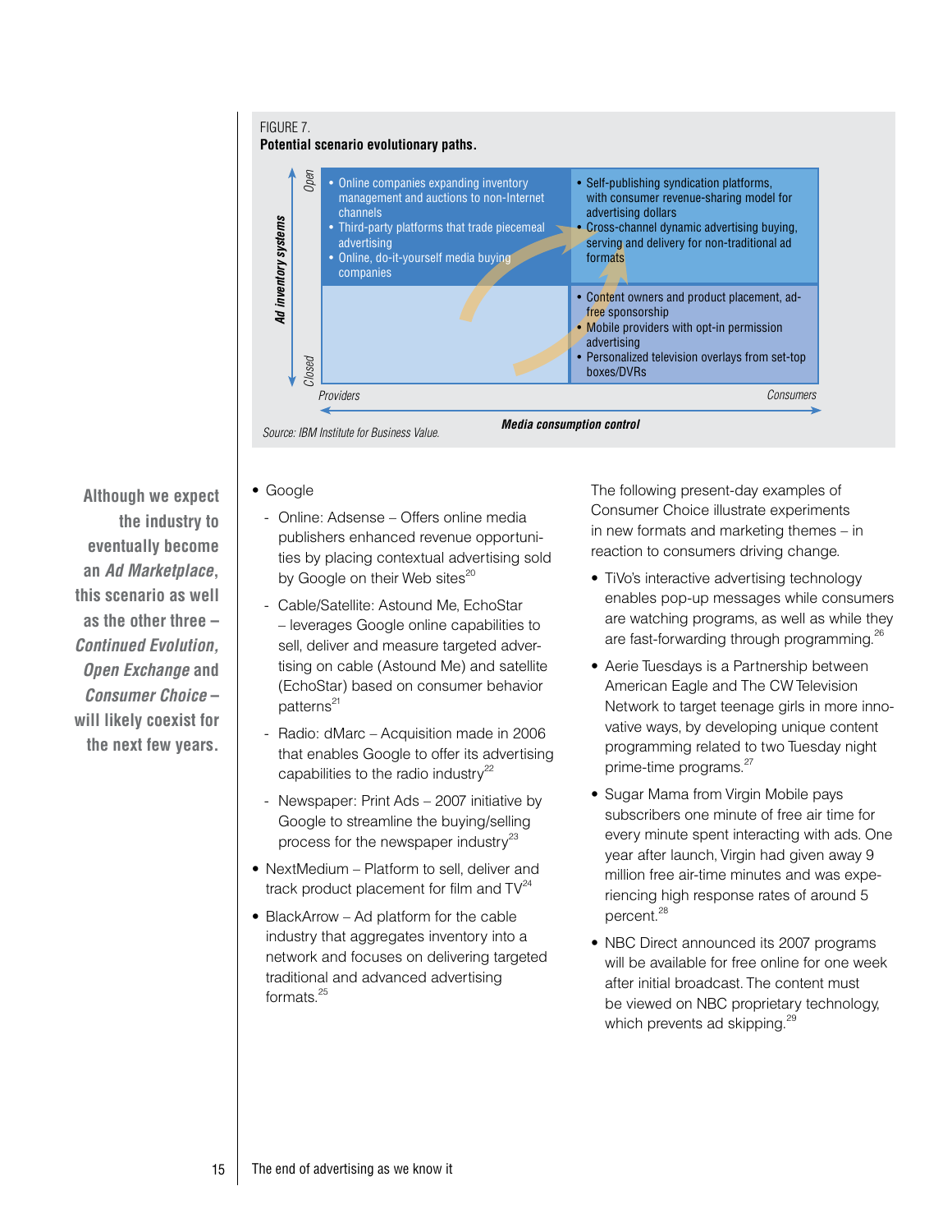FIGURE 7.
**Potential scenario evolutionary paths.**

| | Providers | Consumers |
|---|---|---|
| Open | • Online companies expanding inventory management and auctions to non-Internet channels<br>• Third-party platforms that trade piecemeal advertising<br>• Online, do-it-yourself media buying companies | • Self-publishing syndication platforms, with consumer revenue-sharing model for advertising dollars<br>• Cross-channel dynamic advertising buying, serving and delivery for non-traditional ad formats |
| Closed | | • Content owners and product placement, ad-free sponsorship<br>• Mobile providers with opt-in permission advertising<br>• Personalized television overlays from set-top boxes/DVRs |

*Ad inventory systems* (vertical axis: Open – Closed); *Media consumption control* (horizontal axis: Providers – Consumers)

*Source: IBM Institute for Business Value.*

**Although we expect the industry to eventually become an *Ad Marketplace*, this scenario as well as the other three – *Continued Evolution*, *Open Exchange* and *Consumer Choice* – will likely coexist for the next few years.**

- Google
  - Online: Adsense – Offers online media publishers enhanced revenue opportunities by placing contextual advertising sold by Google on their Web sites[20]
  - Cable/Satellite: Astound Me, EchoStar – leverages Google online capabilities to sell, deliver and measure targeted advertising on cable (Astound Me) and satellite (EchoStar) based on consumer behavior patterns[21]
  - Radio: dMarc – Acquisition made in 2006 that enables Google to offer its advertising capabilities to the radio industry[22]
  - Newspaper: Print Ads – 2007 initiative by Google to streamline the buying/selling process for the newspaper industry[23]
- NextMedium – Platform to sell, deliver and track product placement for film and TV[24]
- BlackArrow – Ad platform for the cable industry that aggregates inventory into a network and focuses on delivering targeted traditional and advanced advertising formats.[25]

The following present-day examples of Consumer Choice illustrate experiments in new formats and marketing themes – in reaction to consumers driving change.

- TiVo's interactive advertising technology enables pop-up messages while consumers are watching programs, as well as while they are fast-forwarding through programming.[26]
- Aerie Tuesdays is a Partnership between American Eagle and The CW Television Network to target teenage girls in more innovative ways, by developing unique content programming related to two Tuesday night prime-time programs.[27]
- Sugar Mama from Virgin Mobile pays subscribers one minute of free air time for every minute spent interacting with ads. One year after launch, Virgin had given away 9 million free air-time minutes and was experiencing high response rates of around 5 percent.[28]
- NBC Direct announced its 2007 programs will be available for free online for one week after initial broadcast. The content must be viewed on NBC proprietary technology, which prevents ad skipping.[29]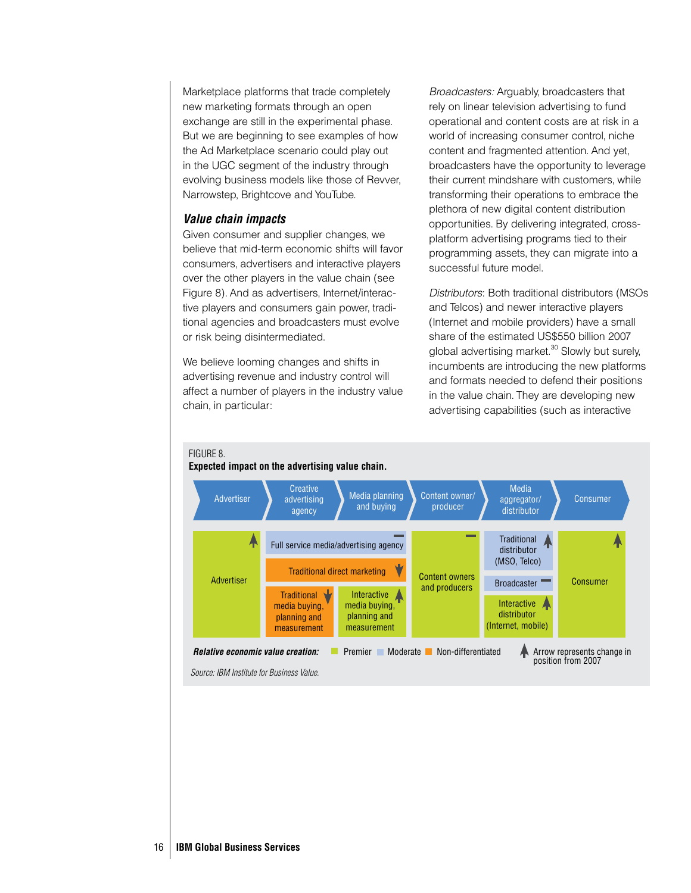Marketplace platforms that trade completely new marketing formats through an open exchange are still in the experimental phase. But we are beginning to see examples of how the Ad Marketplace scenario could play out in the UGC segment of the industry through evolving business models like those of Revver, Narrowstep, Brightcove and YouTube.

### *Value chain impacts*

Given consumer and supplier changes, we believe that mid-term economic shifts will favor consumers, advertisers and interactive players over the other players in the value chain (see Figure 8). And as advertisers, Internet/interactive players and consumers gain power, traditional agencies and broadcasters must evolve or risk being disintermediated.

We believe looming changes and shifts in advertising revenue and industry control will affect a number of players in the industry value chain, in particular:

*Broadcasters:* Arguably, broadcasters that rely on linear television advertising to fund operational and content costs are at risk in a world of increasing consumer control, niche content and fragmented attention. And yet, broadcasters have the opportunity to leverage their current mindshare with customers, while transforming their operations to embrace the plethora of new digital content distribution opportunities. By delivering integrated, cross-platform advertising programs tied to their programming assets, they can migrate into a successful future model.

*Distributors*: Both traditional distributors (MSOs and Telcos) and newer interactive players (Internet and mobile providers) have a small share of the estimated US$550 billion 2007 global advertising market.[30] Slowly but surely, incumbents are introducing the new platforms and formats needed to defend their positions in the value chain. They are developing new advertising capabilities (such as interactive

FIGURE 8.
**Expected impact on the advertising value chain.**

| Advertiser | Creative advertising agency | Media planning and buying | Content owner/ producer | Media aggregator/ distributor | Consumer |
|---|---|---|---|---|---|
| Advertiser (Premier, ↑) | Full service media/advertising agency (Moderate, —) | | Content owners and producers (Premier, —) | Traditional distributor (MSO, Telco) (Moderate, ↑) | Consumer (Premier, ↑) |
| | Traditional direct marketing (Non-differentiated, ↓) | | | Broadcaster (Moderate, —) | |
| | Traditional media buying, planning and measurement (Non-differentiated, ↓) | Interactive media buying, planning and measurement (Premier, ↑) | | Interactive distributor (Internet, mobile) (Premier, ↑) | |

***Relative economic value creation:*** Premier, Moderate, Non-differentiated. Arrow represents change in position from 2007

*Source: IBM Institute for Business Value.*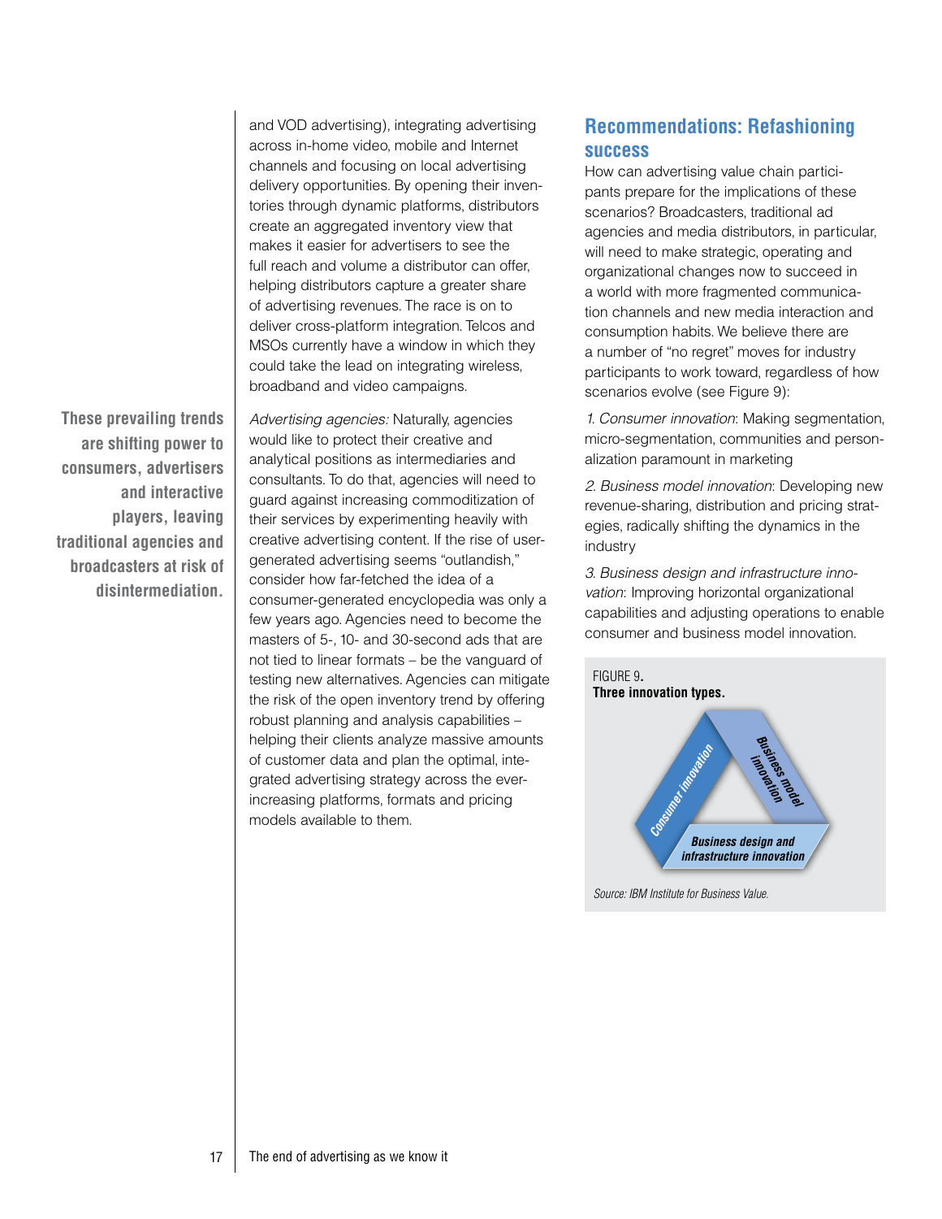and VOD advertising), integrating advertising across in-home video, mobile and Internet channels and focusing on local advertising delivery opportunities. By opening their inventories through dynamic platforms, distributors create an aggregated inventory view that makes it easier for advertisers to see the full reach and volume a distributor can offer, helping distributors capture a greater share of advertising revenues. The race is on to deliver cross-platform integration. Telcos and MSOs currently have a window in which they could take the lead on integrating wireless, broadband and video campaigns.

**These prevailing trends are shifting power to consumers, advertisers and interactive players, leaving traditional agencies and broadcasters at risk of disintermediation.**

*Advertising agencies:* Naturally, agencies would like to protect their creative and analytical positions as intermediaries and consultants. To do that, agencies will need to guard against increasing commoditization of their services by experimenting heavily with creative advertising content. If the rise of user-generated advertising seems "outlandish," consider how far-fetched the idea of a consumer-generated encyclopedia was only a few years ago. Agencies need to become the masters of 5-, 10- and 30-second ads that are not tied to linear formats – be the vanguard of testing new alternatives. Agencies can mitigate the risk of the open inventory trend by offering robust planning and analysis capabilities – helping their clients analyze massive amounts of customer data and plan the optimal, integrated advertising strategy across the ever-increasing platforms, formats and pricing models available to them.

## Recommendations: Refashioning success

How can advertising value chain participants prepare for the implications of these scenarios? Broadcasters, traditional ad agencies and media distributors, in particular, will need to make strategic, operating and organizational changes now to succeed in a world with more fragmented communication channels and new media interaction and consumption habits. We believe there are a number of "no regret" moves for industry participants to work toward, regardless of how scenarios evolve (see Figure 9):

*1. Consumer innovation*: Making segmentation, micro-segmentation, communities and personalization paramount in marketing

*2. Business model innovation*: Developing new revenue-sharing, distribution and pricing strategies, radically shifting the dynamics in the industry

*3. Business design and infrastructure innovation*: Improving horizontal organizational capabilities and adjusting operations to enable consumer and business model innovation.

FIGURE 9.
**Three innovation types.**

Consumer innovation | Business model innovation | Business design and infrastructure innovation

*Source: IBM Institute for Business Value.*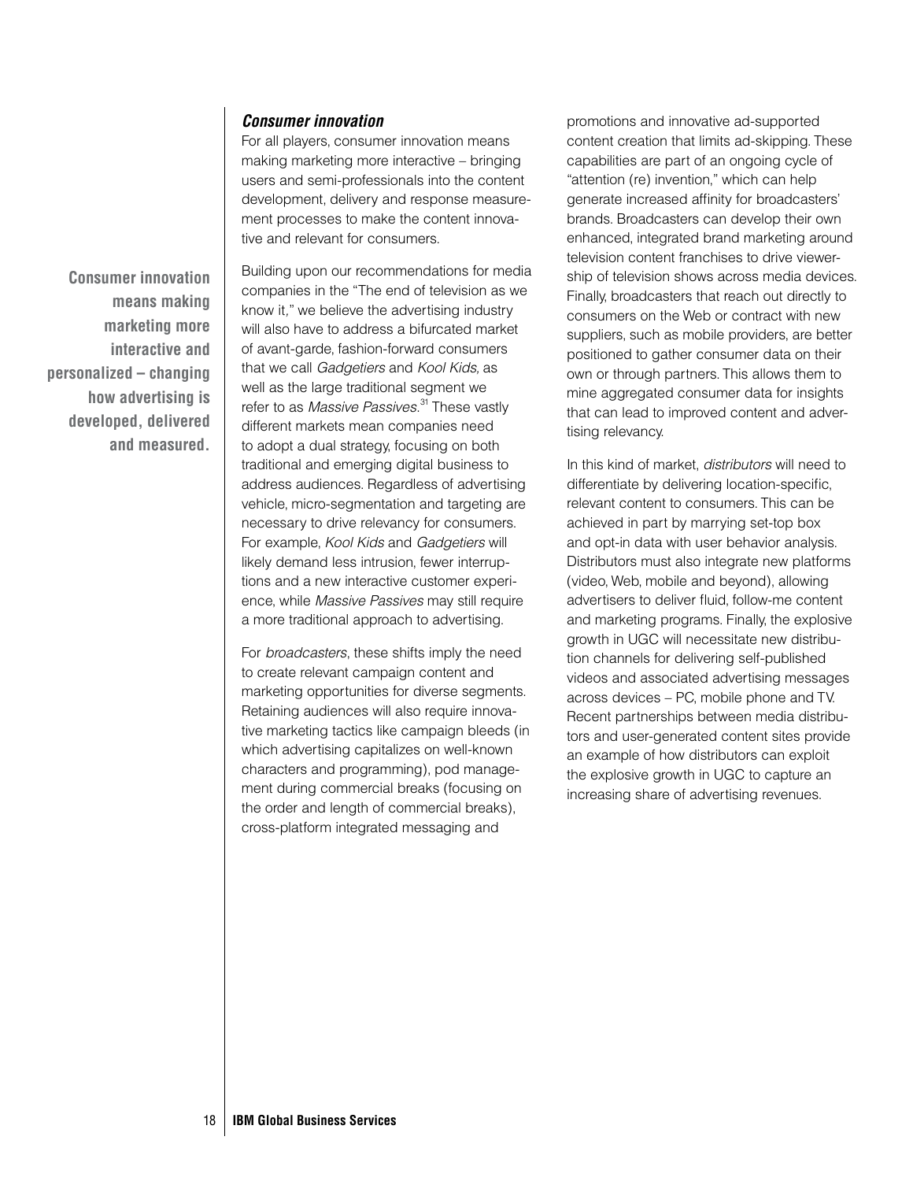### *Consumer innovation*

For all players, consumer innovation means making marketing more interactive – bringing users and semi-professionals into the content development, delivery and response measurement processes to make the content innovative and relevant for consumers.

**Consumer innovation means making marketing more interactive and personalized – changing how advertising is developed, delivered and measured.**

Building upon our recommendations for media companies in the "The end of television as we know it," we believe the advertising industry will also have to address a bifurcated market of avant-garde, fashion-forward consumers that we call *Gadgetiers* and *Kool Kids,* as well as the large traditional segment we refer to as *Massive Passives*.[31] These vastly different markets mean companies need to adopt a dual strategy, focusing on both traditional and emerging digital business to address audiences. Regardless of advertising vehicle, micro-segmentation and targeting are necessary to drive relevancy for consumers. For example, *Kool Kids* and *Gadgetiers* will likely demand less intrusion, fewer interruptions and a new interactive customer experience, while *Massive Passives* may still require a more traditional approach to advertising.

For *broadcasters*, these shifts imply the need to create relevant campaign content and marketing opportunities for diverse segments. Retaining audiences will also require innovative marketing tactics like campaign bleeds (in which advertising capitalizes on well-known characters and programming), pod management during commercial breaks (focusing on the order and length of commercial breaks), cross-platform integrated messaging and promotions and innovative ad-supported content creation that limits ad-skipping. These capabilities are part of an ongoing cycle of "attention (re) invention," which can help generate increased affinity for broadcasters' brands. Broadcasters can develop their own enhanced, integrated brand marketing around television content franchises to drive viewership of television shows across media devices. Finally, broadcasters that reach out directly to consumers on the Web or contract with new suppliers, such as mobile providers, are better positioned to gather consumer data on their own or through partners. This allows them to mine aggregated consumer data for insights that can lead to improved content and advertising relevancy.

In this kind of market, *distributors* will need to differentiate by delivering location-specific, relevant content to consumers. This can be achieved in part by marrying set-top box and opt-in data with user behavior analysis. Distributors must also integrate new platforms (video, Web, mobile and beyond), allowing advertisers to deliver fluid, follow-me content and marketing programs. Finally, the explosive growth in UGC will necessitate new distribution channels for delivering self-published videos and associated advertising messages across devices – PC, mobile phone and TV. Recent partnerships between media distributors and user-generated content sites provide an example of how distributors can exploit the explosive growth in UGC to capture an increasing share of advertising revenues.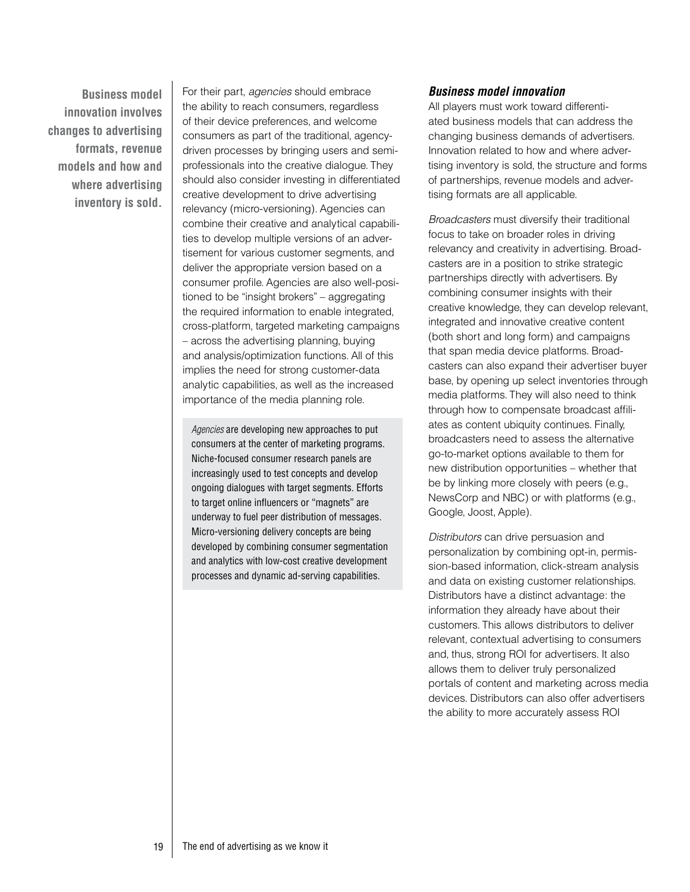**Business model innovation involves changes to advertising formats, revenue models and how and where advertising inventory is sold.**

For their part, *agencies* should embrace the ability to reach consumers, regardless of their device preferences, and welcome consumers as part of the traditional, agency-driven processes by bringing users and semi-professionals into the creative dialogue. They should also consider investing in differentiated creative development to drive advertising relevancy (micro-versioning). Agencies can combine their creative and analytical capabilities to develop multiple versions of an advertisement for various customer segments, and deliver the appropriate version based on a consumer profile. Agencies are also well-positioned to be "insight brokers" – aggregating the required information to enable integrated, cross-platform, targeted marketing campaigns – across the advertising planning, buying and analysis/optimization functions. All of this implies the need for strong customer-data analytic capabilities, as well as the increased importance of the media planning role.

> *Agencies* are developing new approaches to put consumers at the center of marketing programs. Niche-focused consumer research panels are increasingly used to test concepts and develop ongoing dialogues with target segments. Efforts to target online influencers or "magnets" are underway to fuel peer distribution of messages. Micro-versioning delivery concepts are being developed by combining consumer segmentation and analytics with low-cost creative development processes and dynamic ad-serving capabilities.

### *Business model innovation*

All players must work toward differentiated business models that can address the changing business demands of advertisers. Innovation related to how and where advertising inventory is sold, the structure and forms of partnerships, revenue models and advertising formats are all applicable.

*Broadcasters* must diversify their traditional focus to take on broader roles in driving relevancy and creativity in advertising. Broadcasters are in a position to strike strategic partnerships directly with advertisers. By combining consumer insights with their creative knowledge, they can develop relevant, integrated and innovative creative content (both short and long form) and campaigns that span media device platforms. Broadcasters can also expand their advertiser buyer base, by opening up select inventories through media platforms. They will also need to think through how to compensate broadcast affiliates as content ubiquity continues. Finally, broadcasters need to assess the alternative go-to-market options available to them for new distribution opportunities – whether that be by linking more closely with peers (e.g., NewsCorp and NBC) or with platforms (e.g., Google, Joost, Apple).

*Distributors* can drive persuasion and personalization by combining opt-in, permission-based information, click-stream analysis and data on existing customer relationships. Distributors have a distinct advantage: the information they already have about their customers. This allows distributors to deliver relevant, contextual advertising to consumers and, thus, strong ROI for advertisers. It also allows them to deliver truly personalized portals of content and marketing across media devices. Distributors can also offer advertisers the ability to more accurately assess ROI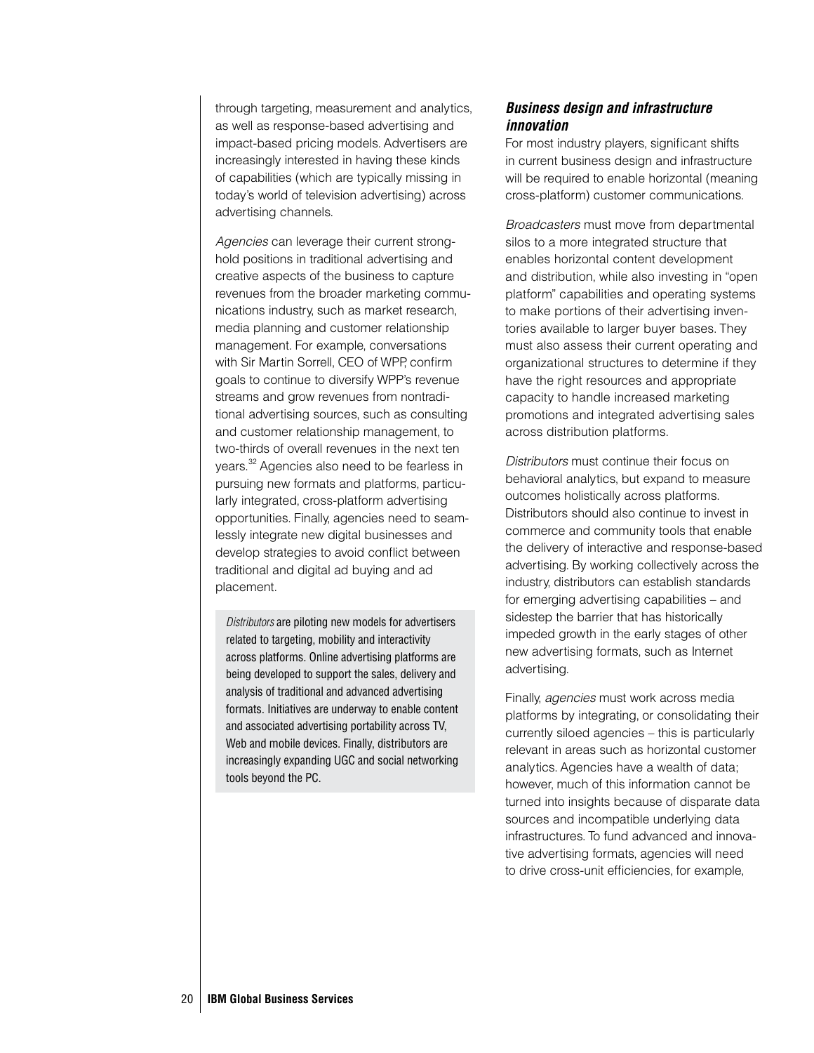through targeting, measurement and analytics, as well as response-based advertising and impact-based pricing models. Advertisers are increasingly interested in having these kinds of capabilities (which are typically missing in today's world of television advertising) across advertising channels.

*Agencies* can leverage their current stronghold positions in traditional advertising and creative aspects of the business to capture revenues from the broader marketing communications industry, such as market research, media planning and customer relationship management. For example, conversations with Sir Martin Sorrell, CEO of WPP, confirm goals to continue to diversify WPP's revenue streams and grow revenues from nontraditional advertising sources, such as consulting and customer relationship management, to two-thirds of overall revenues in the next ten years.[32] Agencies also need to be fearless in pursuing new formats and platforms, particularly integrated, cross-platform advertising opportunities. Finally, agencies need to seamlessly integrate new digital businesses and develop strategies to avoid conflict between traditional and digital ad buying and ad placement.

> *Distributors* are piloting new models for advertisers related to targeting, mobility and interactivity across platforms. Online advertising platforms are being developed to support the sales, delivery and analysis of traditional and advanced advertising formats. Initiatives are underway to enable content and associated advertising portability across TV, Web and mobile devices. Finally, distributors are increasingly expanding UGC and social networking tools beyond the PC.

### *Business design and infrastructure innovation*

For most industry players, significant shifts in current business design and infrastructure will be required to enable horizontal (meaning cross-platform) customer communications.

*Broadcasters* must move from departmental silos to a more integrated structure that enables horizontal content development and distribution, while also investing in "open platform" capabilities and operating systems to make portions of their advertising inventories available to larger buyer bases. They must also assess their current operating and organizational structures to determine if they have the right resources and appropriate capacity to handle increased marketing promotions and integrated advertising sales across distribution platforms.

*Distributors* must continue their focus on behavioral analytics, but expand to measure outcomes holistically across platforms. Distributors should also continue to invest in commerce and community tools that enable the delivery of interactive and response-based advertising. By working collectively across the industry, distributors can establish standards for emerging advertising capabilities – and sidestep the barrier that has historically impeded growth in the early stages of other new advertising formats, such as Internet advertising.

Finally, *agencies* must work across media platforms by integrating, or consolidating their currently siloed agencies – this is particularly relevant in areas such as horizontal customer analytics. Agencies have a wealth of data; however, much of this information cannot be turned into insights because of disparate data sources and incompatible underlying data infrastructures. To fund advanced and innovative advertising formats, agencies will need to drive cross-unit efficiencies, for example,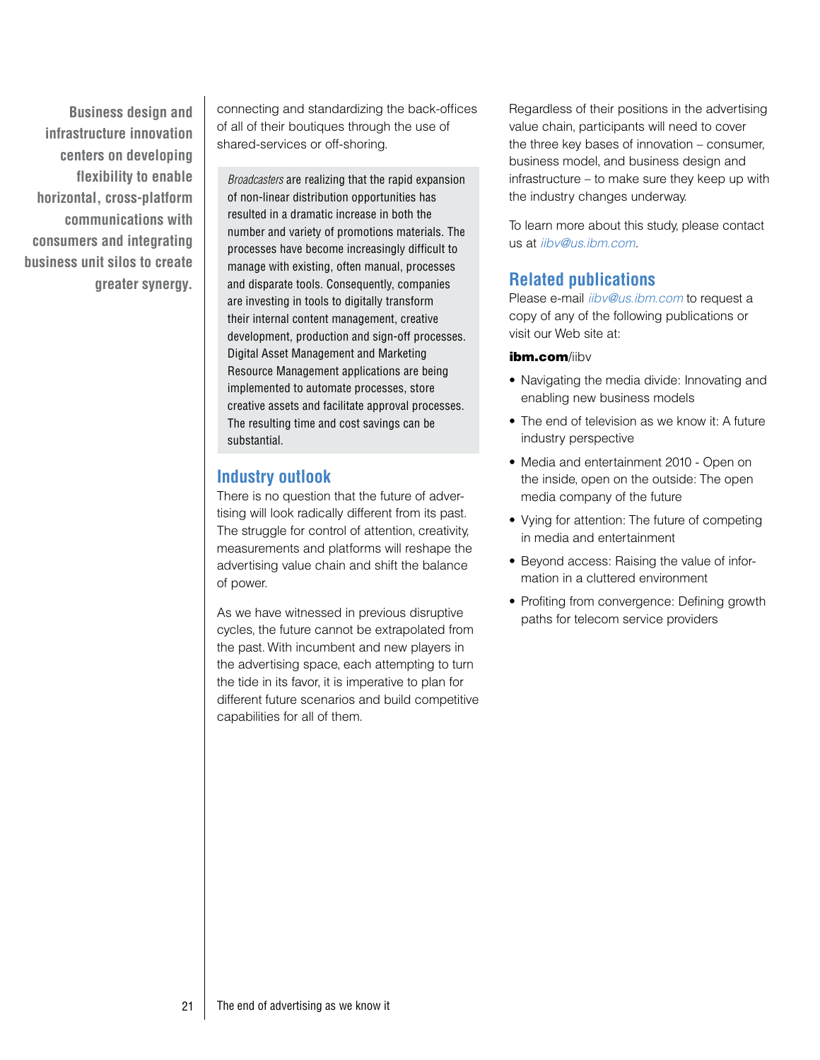**Business design and infrastructure innovation centers on developing flexibility to enable horizontal, cross-platform communications with consumers and integrating business unit silos to create greater synergy.**

connecting and standardizing the back-offices of all of their boutiques through the use of shared-services or off-shoring.

*Broadcasters* are realizing that the rapid expansion of non-linear distribution opportunities has resulted in a dramatic increase in both the number and variety of promotions materials. The processes have become increasingly difficult to manage with existing, often manual, processes and disparate tools. Consequently, companies are investing in tools to digitally transform their internal content management, creative development, production and sign-off processes. Digital Asset Management and Marketing Resource Management applications are being implemented to automate processes, store creative assets and facilitate approval processes. The resulting time and cost savings can be substantial.

## Industry outlook

There is no question that the future of advertising will look radically different from its past. The struggle for control of attention, creativity, measurements and platforms will reshape the advertising value chain and shift the balance of power.

As we have witnessed in previous disruptive cycles, the future cannot be extrapolated from the past. With incumbent and new players in the advertising space, each attempting to turn the tide in its favor, it is imperative to plan for different future scenarios and build competitive capabilities for all of them.

Regardless of their positions in the advertising value chain, participants will need to cover the three key bases of innovation – consumer, business model, and business design and infrastructure – to make sure they keep up with the industry changes underway.

To learn more about this study, please contact us at *iibv@us.ibm.com*.

## Related publications

Please e-mail *iibv@us.ibm.com* to request a copy of any of the following publications or visit our Web site at:

**ibm.com**/iibv

- Navigating the media divide: Innovating and enabling new business models
- The end of television as we know it: A future industry perspective
- Media and entertainment 2010 - Open on the inside, open on the outside: The open media company of the future
- Vying for attention: The future of competing in media and entertainment
- Beyond access: Raising the value of information in a cluttered environment
- Profiting from convergence: Defining growth paths for telecom service providers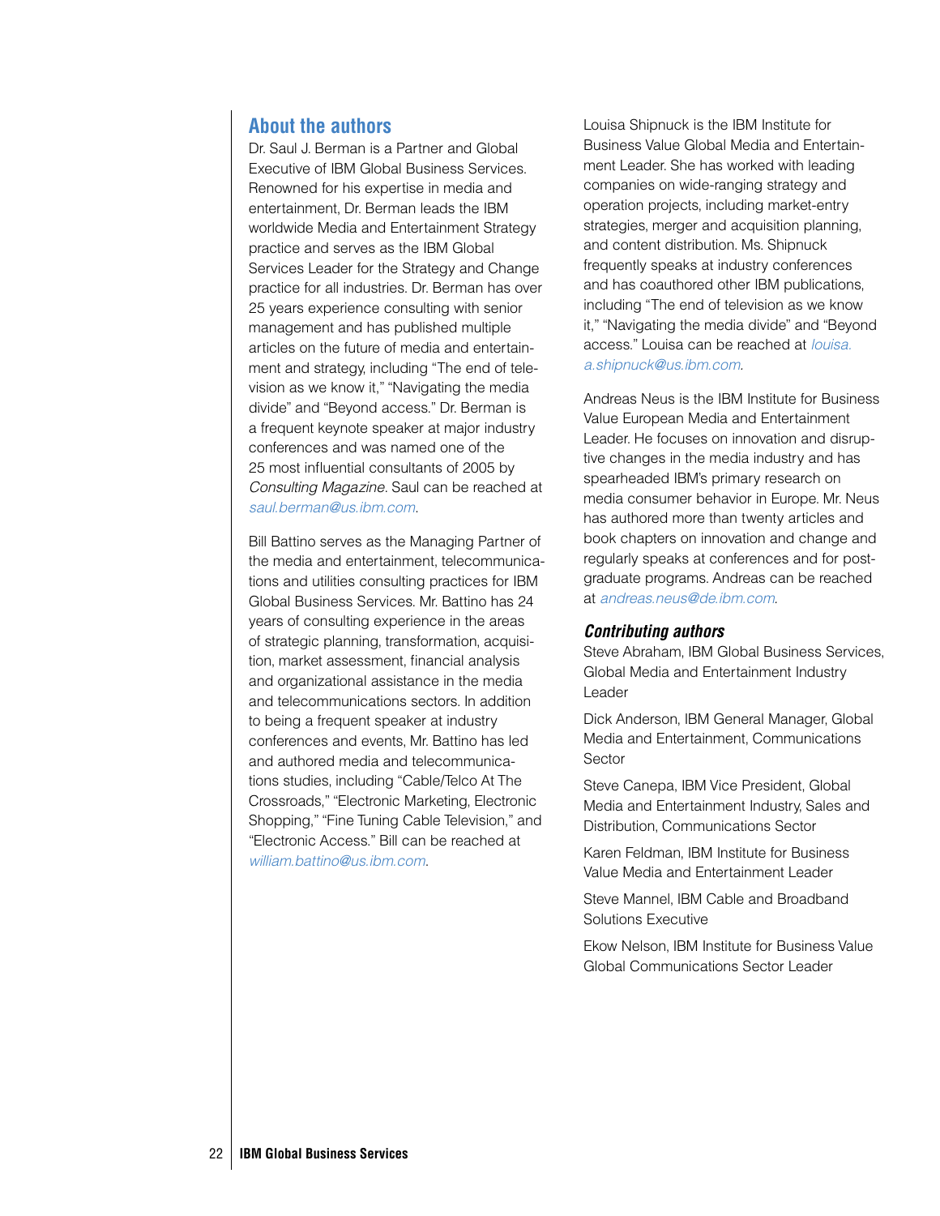## About the authors

Dr. Saul J. Berman is a Partner and Global Executive of IBM Global Business Services. Renowned for his expertise in media and entertainment, Dr. Berman leads the IBM worldwide Media and Entertainment Strategy practice and serves as the IBM Global Services Leader for the Strategy and Change practice for all industries. Dr. Berman has over 25 years experience consulting with senior management and has published multiple articles on the future of media and entertainment and strategy, including "The end of television as we know it," "Navigating the media divide" and "Beyond access." Dr. Berman is a frequent keynote speaker at major industry conferences and was named one of the 25 most influential consultants of 2005 by *Consulting Magazine*. Saul can be reached at *saul.berman@us.ibm.com*.

Bill Battino serves as the Managing Partner of the media and entertainment, telecommunications and utilities consulting practices for IBM Global Business Services. Mr. Battino has 24 years of consulting experience in the areas of strategic planning, transformation, acquisition, market assessment, financial analysis and organizational assistance in the media and telecommunications sectors. In addition to being a frequent speaker at industry conferences and events, Mr. Battino has led and authored media and telecommunications studies, including "Cable/Telco At The Crossroads," "Electronic Marketing, Electronic Shopping," "Fine Tuning Cable Television," and "Electronic Access." Bill can be reached at *william.battino@us.ibm.com*.

Louisa Shipnuck is the IBM Institute for Business Value Global Media and Entertainment Leader. She has worked with leading companies on wide-ranging strategy and operation projects, including market-entry strategies, merger and acquisition planning, and content distribution. Ms. Shipnuck frequently speaks at industry conferences and has coauthored other IBM publications, including "The end of television as we know it," "Navigating the media divide" and "Beyond access." Louisa can be reached at *louisa.a.shipnuck@us.ibm.com*.

Andreas Neus is the IBM Institute for Business Value European Media and Entertainment Leader. He focuses on innovation and disruptive changes in the media industry and has spearheaded IBM's primary research on media consumer behavior in Europe. Mr. Neus has authored more than twenty articles and book chapters on innovation and change and regularly speaks at conferences and for postgraduate programs. Andreas can be reached at *andreas.neus@de.ibm.com*.

### *Contributing authors*

Steve Abraham, IBM Global Business Services, Global Media and Entertainment Industry Leader

Dick Anderson, IBM General Manager, Global Media and Entertainment, Communications Sector

Steve Canepa, IBM Vice President, Global Media and Entertainment Industry, Sales and Distribution, Communications Sector

Karen Feldman, IBM Institute for Business Value Media and Entertainment Leader

Steve Mannel, IBM Cable and Broadband Solutions Executive

Ekow Nelson, IBM Institute for Business Value Global Communications Sector Leader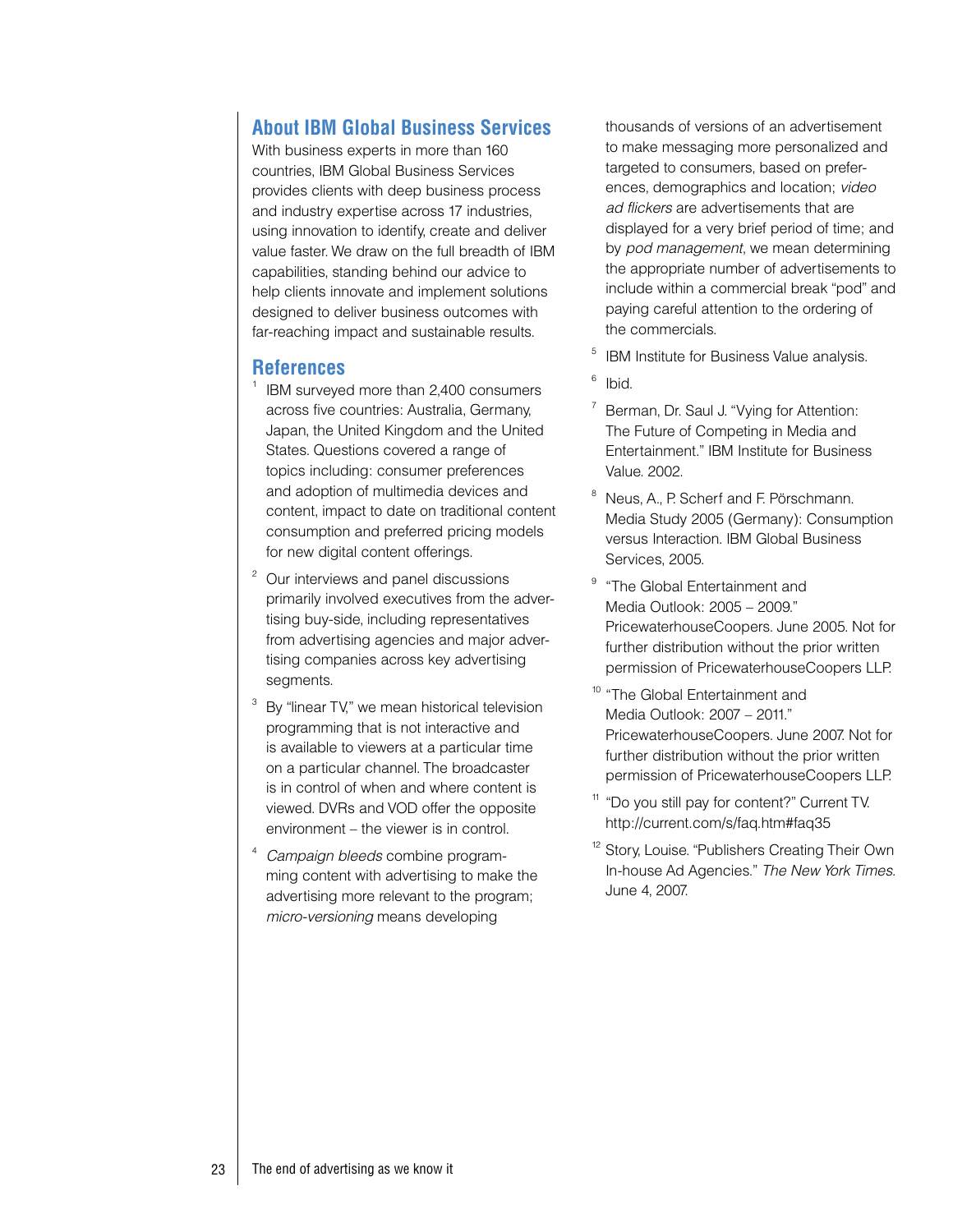## About IBM Global Business Services

With business experts in more than 160 countries, IBM Global Business Services provides clients with deep business process and industry expertise across 17 industries, using innovation to identify, create and deliver value faster. We draw on the full breadth of IBM capabilities, standing behind our advice to help clients innovate and implement solutions designed to deliver business outcomes with far-reaching impact and sustainable results.

## References

1. IBM surveyed more than 2,400 consumers across five countries: Australia, Germany, Japan, the United Kingdom and the United States. Questions covered a range of topics including: consumer preferences and adoption of multimedia devices and content, impact to date on traditional content consumption and preferred pricing models for new digital content offerings.

2. Our interviews and panel discussions primarily involved executives from the advertising buy-side, including representatives from advertising agencies and major advertising companies across key advertising segments.

3. By "linear TV," we mean historical television programming that is not interactive and is available to viewers at a particular time on a particular channel. The broadcaster is in control of when and where content is viewed. DVRs and VOD offer the opposite environment – the viewer is in control.

4. *Campaign bleeds* combine programming content with advertising to make the advertising more relevant to the program; *micro-versioning* means developing thousands of versions of an advertisement to make messaging more personalized and targeted to consumers, based on preferences, demographics and location; *video ad flickers* are advertisements that are displayed for a very brief period of time; and by *pod management*, we mean determining the appropriate number of advertisements to include within a commercial break "pod" and paying careful attention to the ordering of the commercials.

5. IBM Institute for Business Value analysis.

6. Ibid.

7. Berman, Dr. Saul J. "Vying for Attention: The Future of Competing in Media and Entertainment." IBM Institute for Business Value. 2002.

8. Neus, A., P. Scherf and F. Pörschmann. Media Study 2005 (Germany): Consumption versus Interaction. IBM Global Business Services, 2005.

9. "The Global Entertainment and Media Outlook: 2005 – 2009." PricewaterhouseCoopers. June 2005. Not for further distribution without the prior written permission of PricewaterhouseCoopers LLP.

10. "The Global Entertainment and Media Outlook: 2007 – 2011." PricewaterhouseCoopers. June 2007. Not for further distribution without the prior written permission of PricewaterhouseCoopers LLP.

11. "Do you still pay for content?" Current TV. http://current.com/s/faq.htm#faq35

12. Story, Louise. "Publishers Creating Their Own In-house Ad Agencies." *The New York Times*. June 4, 2007.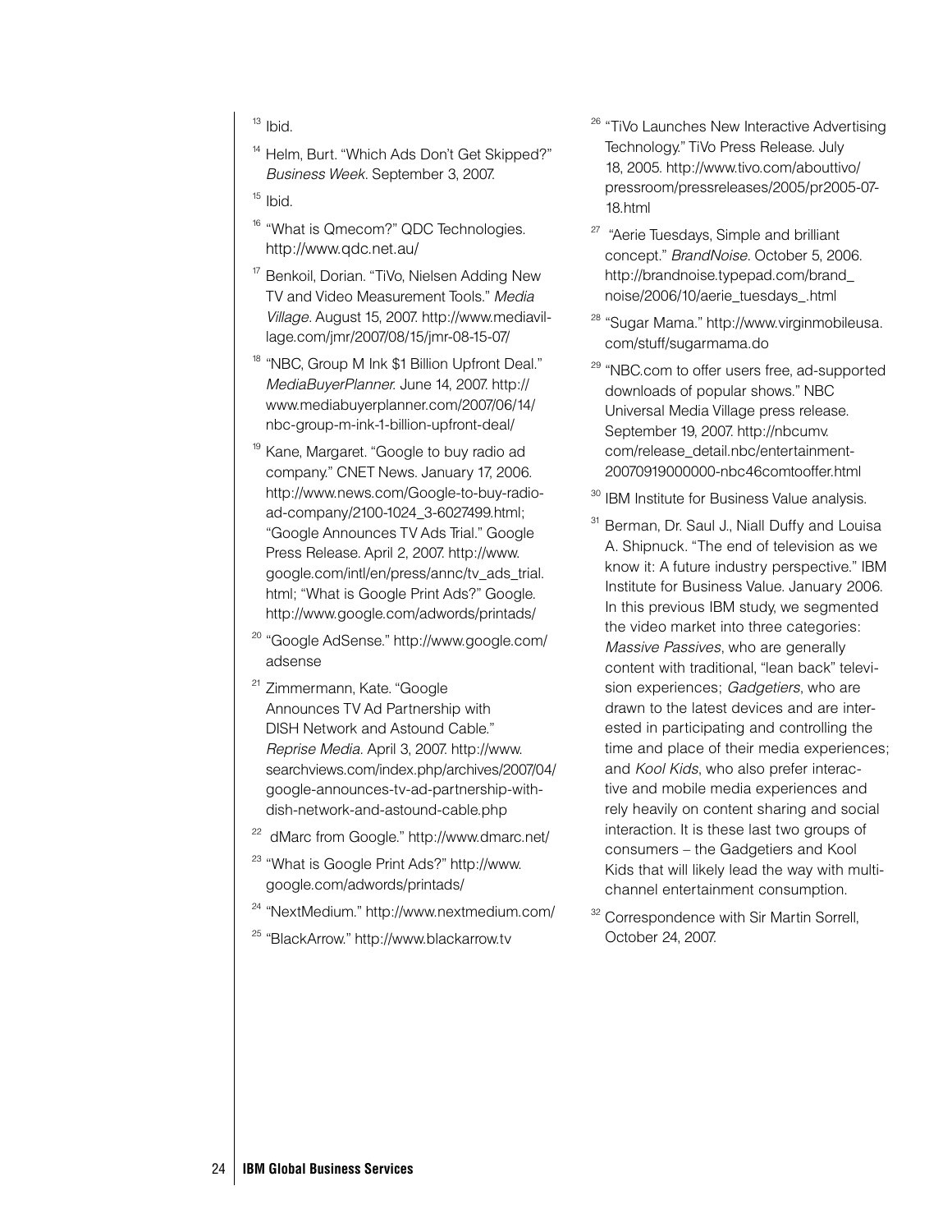[13] Ibid.

[14] Helm, Burt. "Which Ads Don't Get Skipped?" *Business Week*. September 3, 2007.

[15] Ibid.

[16] "What is Qmecom?" QDC Technologies. http://www.qdc.net.au/

[17] Benkoil, Dorian. "TiVo, Nielsen Adding New TV and Video Measurement Tools." *Media Village*. August 15, 2007. http://www.mediavillage.com/jmr/2007/08/15/jmr-08-15-07/

[18] "NBC, Group M Ink $1 Billion Upfront Deal." *MediaBuyerPlanner*. June 14, 2007. http://www.mediabuyerplanner.com/2007/06/14/nbc-group-m-ink-1-billion-upfront-deal/

[19] Kane, Margaret. "Google to buy radio ad company." CNET News. January 17, 2006. http://www.news.com/Google-to-buy-radio-ad-company/2100-1024_3-6027499.html; "Google Announces TV Ads Trial." Google Press Release. April 2, 2007. http://www.google.com/intl/en/press/annc/tv_ads_trial.html; "What is Google Print Ads?" Google. http://www.google.com/adwords/printads/

[20] "Google AdSense." http://www.google.com/adsense

[21] Zimmermann, Kate. "Google Announces TV Ad Partnership with DISH Network and Astound Cable." *Reprise Media*. April 3, 2007. http://www.searchviews.com/index.php/archives/2007/04/google-announces-tv-ad-partnership-with-dish-network-and-astound-cable.php

[22] dMarc from Google." http://www.dmarc.net/

[23] "What is Google Print Ads?" http://www.google.com/adwords/printads/

[24] "NextMedium." http://www.nextmedium.com/

[25] "BlackArrow." http://www.blackarrow.tv

[26] "TiVo Launches New Interactive Advertising Technology." TiVo Press Release. July 18, 2005. http://www.tivo.com/abouttivo/pressroom/pressreleases/2005/pr2005-07-18.html

[27] "Aerie Tuesdays, Simple and brilliant concept." *BrandNoise*. October 5, 2006. http://brandnoise.typepad.com/brand_noise/2006/10/aerie_tuesdays_.html

[28] "Sugar Mama." http://www.virginmobileusa.com/stuff/sugarmama.do

[29] "NBC.com to offer users free, ad-supported downloads of popular shows." NBC Universal Media Village press release. September 19, 2007. http://nbcumv.com/release_detail.nbc/entertainment-20070919000000-nbc46comtooffer.html

[30] IBM Institute for Business Value analysis.

[31] Berman, Dr. Saul J., Niall Duffy and Louisa A. Shipnuck. "The end of television as we know it: A future industry perspective." IBM Institute for Business Value. January 2006. In this previous IBM study, we segmented the video market into three categories: *Massive Passives*, who are generally content with traditional, "lean back" television experiences; *Gadgetiers*, who are drawn to the latest devices and are interested in participating and controlling the time and place of their media experiences; and *Kool Kids*, who also prefer interactive and mobile media experiences and rely heavily on content sharing and social interaction. It is these last two groups of consumers – the Gadgetiers and Kool Kids that will likely lead the way with multichannel entertainment consumption.

[32] Correspondence with Sir Martin Sorrell, October 24, 2007.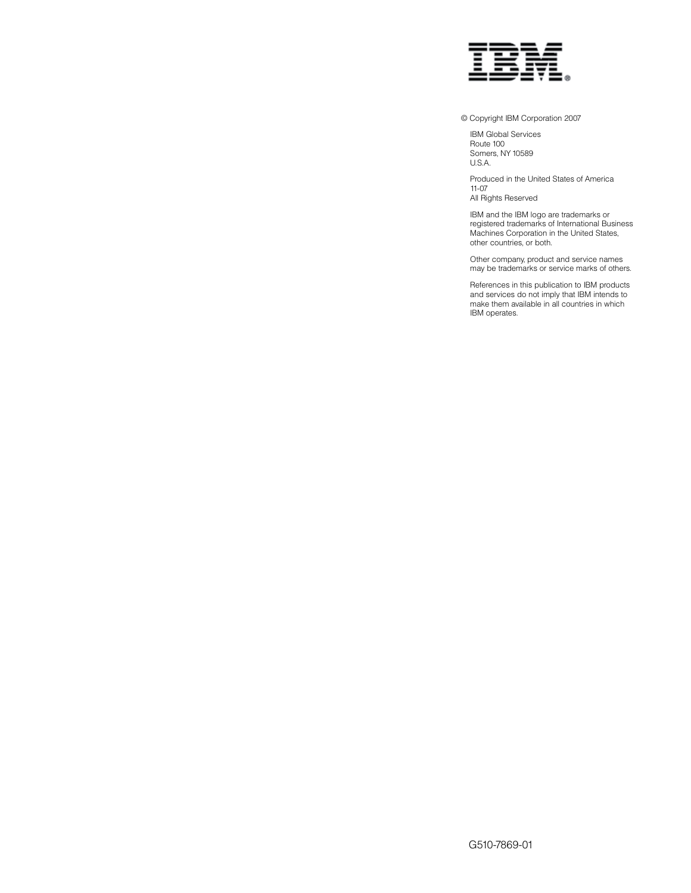IBM

© Copyright IBM Corporation 2007

IBM Global Services
Route 100
Somers, NY 10589
U.S.A.

Produced in the United States of America
11-07
All Rights Reserved

IBM and the IBM logo are trademarks or registered trademarks of International Business Machines Corporation in the United States, other countries, or both.

Other company, product and service names may be trademarks or service marks of others.

References in this publication to IBM products and services do not imply that IBM intends to make them available in all countries in which IBM operates.

G510-7869-01